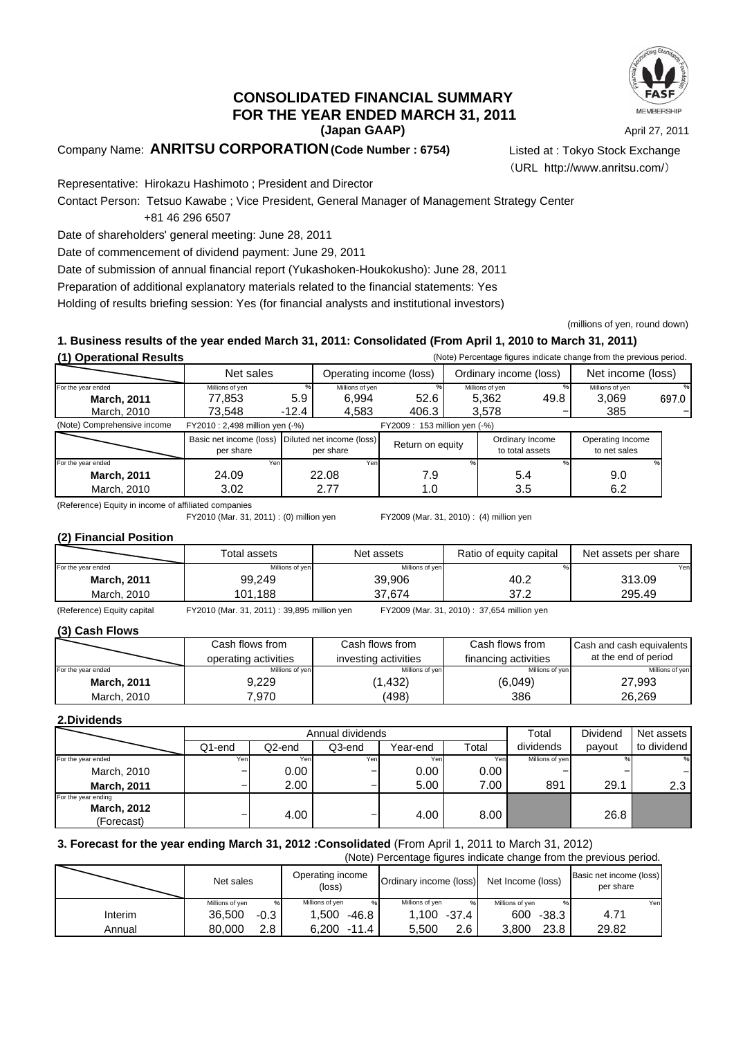# CONSOLIDATED FINANCIAL SUMMARY
# FOR THE YEAR ENDED MARCH 31, 2011
**(Japan GAAP)**

April 27, 2011

Company Name: **ANRITSU CORPORATION (Code Number : 6754)**

Listed at : Tokyo Stock Exchange
（URL http://www.anritsu.com/）

Representative: Hirokazu Hashimoto ; President and Director

Contact Person: Tetsuo Kawabe ; Vice President, General Manager of Management Strategy Center
+81 46 296 6507

Date of shareholders' general meeting: June 28, 2011

Date of commencement of dividend payment: June 29, 2011

Date of submission of annual financial report (Yukashoken-Houkokusho): June 28, 2011

Preparation of additional explanatory materials related to the financial statements: Yes

Holding of results briefing session: Yes (for financial analysts and institutional investors)

(millions of yen, round down)

## 1. Business results of the year ended March 31, 2011: Consolidated (From April 1, 2010 to March 31, 2011)

### (1) Operational Results

(Note) Percentage figures indicate change from the previous period.

| | Net sales | | Operating income (loss) | | Ordinary income (loss) | | Net income (loss) | |
|---|---|---|---|---|---|---|---|---|
| For the year ended | Millions of yen | % | Millions of yen | % | Millions of yen | % | Millions of yen | % |
| **March, 2011** | 77,853 | 5.9 | 6,994 | 52.6 | 5,362 | 49.8 | 3,069 | 697.0 |
| March, 2010 | 73,548 | -12.4 | 4,583 | 406.3 | 3,578 | − | 385 | − |

(Note) Comprehensive income FY2010 : 2,498 million yen (-%) FY2009 : 153 million yen (-%)

| | Basic net income (loss) per share | Diluted net income (loss) per share | Return on equity | Ordinary Income to total assets | Operating Income to net sales |
|---|---|---|---|---|---|
| For the year ended | Yen | Yen | % | % | % |
| **March, 2011** | 24.09 | 22.08 | 7.9 | 5.4 | 9.0 |
| March, 2010 | 3.02 | 2.77 | 1.0 | 3.5 | 6.2 |

(Reference) Equity in income of affiliated companies
FY2010 (Mar. 31, 2011) : (0) million yen FY2009 (Mar. 31, 2010) : (4) million yen

### (2) Financial Position

| | Total assets | Net assets | Ratio of equity capital | Net assets per share |
|---|---|---|---|---|
| For the year ended | Millions of yen | Millions of yen | % | Yen |
| **March, 2011** | 99,249 | 39,906 | 40.2 | 313.09 |
| March, 2010 | 101,188 | 37,674 | 37.2 | 295.49 |

(Reference) Equity capital FY2010 (Mar. 31, 2011) : 39,895 million yen FY2009 (Mar. 31, 2010) : 37,654 million yen

### (3) Cash Flows

| | Cash flows from operating activities | Cash flows from investing activities | Cash flows from financing activities | Cash and cash equivalents at the end of period |
|---|---|---|---|---|
| For the year ended | Millions of yen | Millions of yen | Millions of yen | Millions of yen |
| **March, 2011** | 9,229 | (1,432) | (6,049) | 27,993 |
| March, 2010 | 7,970 | (498) | 386 | 26,269 |

## 2.Dividends

| | Annual dividends | | | | | Total dividends | Dividend payout | Net assets to dividend |
|---|---|---|---|---|---|---|---|---|
| | Q1-end | Q2-end | Q3-end | Year-end | Total | | | |
| For the year ended | Yen | Yen | Yen | Yen | Yen | Millions of yen | % | % |
| March, 2010 | − | 0.00 | − | 0.00 | 0.00 | − | − | − |
| **March, 2011** | − | 2.00 | − | 5.00 | 7.00 | 891 | 29.1 | 2.3 |
| For the year ending **March, 2012** (Forecast) | − | 4.00 | − | 4.00 | 8.00 | | 26.8 | |

## 3. Forecast for the year ending March 31, 2012 :Consolidated (From April 1, 2011 to March 31, 2012)

(Note) Percentage figures indicate change from the previous period.

| | Net sales | | Operating income (loss) | | Ordinary income (loss) | | Net Income (loss) | | Basic net income (loss) per share |
|---|---|---|---|---|---|---|---|---|---|
| | Millions of yen | % | Millions of yen | % | Millions of yen | % | Millions of yen | % | Yen |
| Interim | 36,500 | -0.3 | 1,500 | -46.8 | 1,100 | -37.4 | 600 | -38.3 | 4.71 |
| Annual | 80,000 | 2.8 | 6,200 | -11.4 | 5,500 | 2.6 | 3,800 | 23.8 | 29.82 |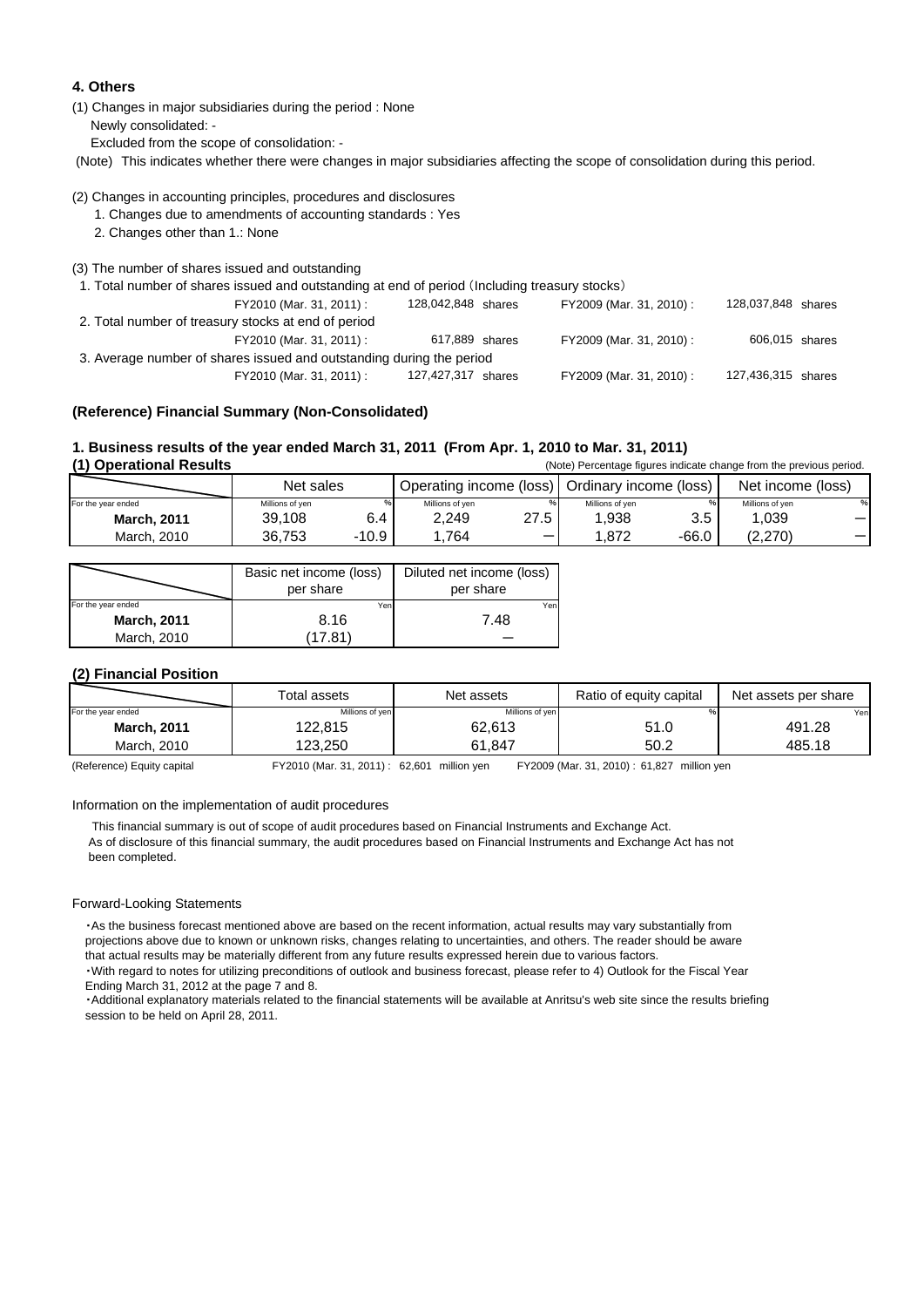### 4. Others

(1) Changes in major subsidiaries during the period : None

Newly consolidated: -

Excluded from the scope of consolidation: -

(Note) This indicates whether there were changes in major subsidiaries affecting the scope of consolidation during this period.

(2) Changes in accounting principles, procedures and disclosures

1. Changes due to amendments of accounting standards : Yes
2. Changes other than 1.: None

(3) The number of shares issued and outstanding

1. Total number of shares issued and outstanding at end of period（Including treasury stocks）

| | | | |
|---|---|---|---|
| FY2010 (Mar. 31, 2011) : | 128,042,848 shares | FY2009 (Mar. 31, 2010) : | 128,037,848 shares |

2. Total number of treasury stocks at end of period

| | | | |
|---|---|---|---|
| FY2010 (Mar. 31, 2011) : | 617,889 shares | FY2009 (Mar. 31, 2010) : | 606,015 shares |

3. Average number of shares issued and outstanding during the period

| | | | |
|---|---|---|---|
| FY2010 (Mar. 31, 2011) : | 127,427,317 shares | FY2009 (Mar. 31, 2010) : | 127,436,315 shares |

### (Reference) Financial Summary (Non-Consolidated)

### 1. Business results of the year ended March 31, 2011 (From Apr. 1, 2010 to Mar. 31, 2011)

#### (1) Operational Results

(Note) Percentage figures indicate change from the previous period.

| | Net sales | | Operating income (loss) | | Ordinary income (loss) | | Net income (loss) | |
|---|---|---|---|---|---|---|---|---|
| For the year ended | Millions of yen | % | Millions of yen | % | Millions of yen | % | Millions of yen | % |
| **March, 2011** | 39,108 | 6.4 | 2,249 | 27.5 | 1,938 | 3.5 | 1,039 | ― |
| March, 2010 | 36,753 | -10.9 | 1,764 | ― | 1,872 | -66.0 | (2,270) | ― |

| | Basic net income (loss) per share | Diluted net income (loss) per share |
|---|---|---|
| For the year ended | Yen | Yen |
| **March, 2011** | 8.16 | 7.48 |
| March, 2010 | (17.81) | ― |

#### (2) Financial Position

| | Total assets | Net assets | Ratio of equity capital | Net assets per share |
|---|---|---|---|---|
| For the year ended | Millions of yen | Millions of yen | % | Yen |
| **March, 2011** | 122,815 | 62,613 | 51.0 | 491.28 |
| March, 2010 | 123,250 | 61,847 | 50.2 | 485.18 |

(Reference) Equity capital FY2010 (Mar. 31, 2011) : 62,601 million yen FY2009 (Mar. 31, 2010) : 61,827 million yen

Information on the implementation of audit procedures

This financial summary is out of scope of audit procedures based on Financial Instruments and Exchange Act. As of disclosure of this financial summary, the audit procedures based on Financial Instruments and Exchange Act has not been completed.

Forward-Looking Statements

・As the business forecast mentioned above are based on the recent information, actual results may vary substantially from projections above due to known or unknown risks, changes relating to uncertainties, and others. The reader should be aware that actual results may be materially different from any future results expressed herein due to various factors.

・With regard to notes for utilizing preconditions of outlook and business forecast, please refer to 4) Outlook for the Fiscal Year Ending March 31, 2012 at the page 7 and 8.

・Additional explanatory materials related to the financial statements will be available at Anritsu's web site since the results briefing session to be held on April 28, 2011.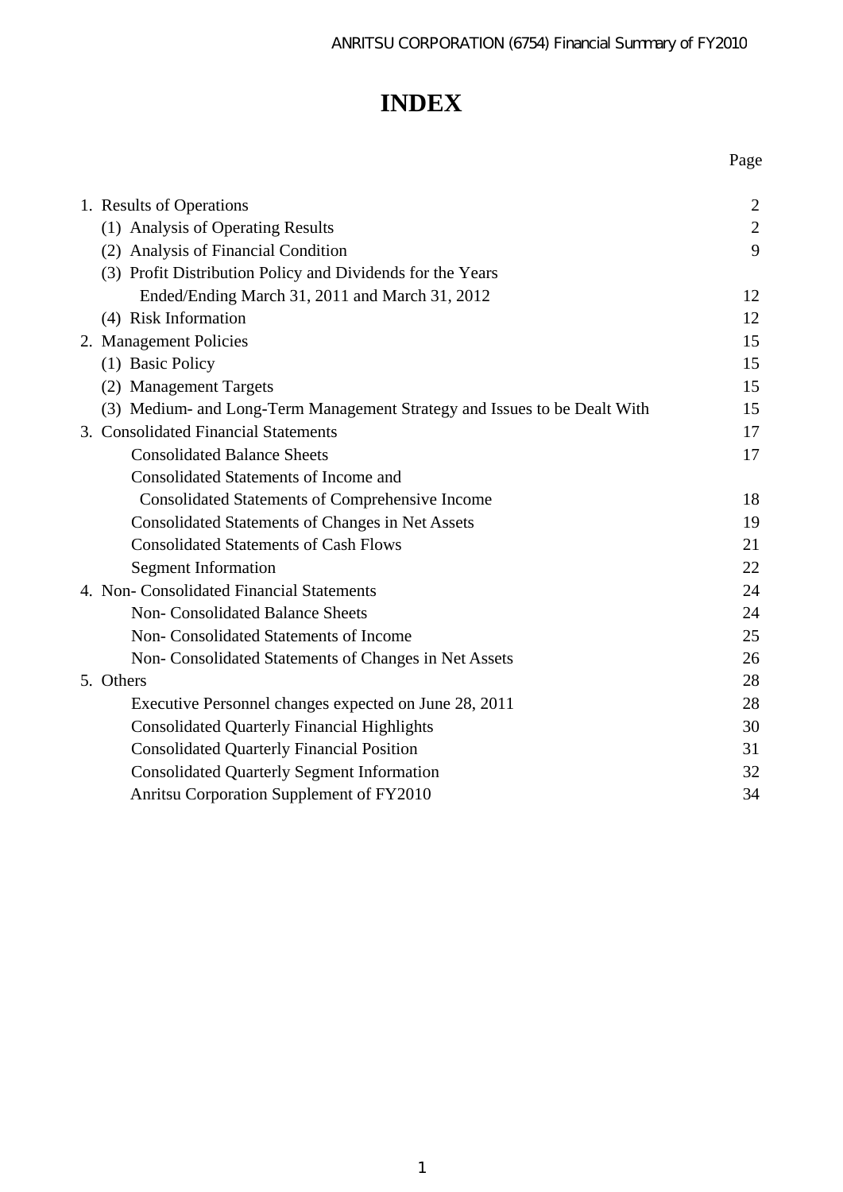# INDEX

| | Page |
|---|---|
| 1. Results of Operations | 2 |
| (1) Analysis of Operating Results | 2 |
| (2) Analysis of Financial Condition | 9 |
| (3) Profit Distribution Policy and Dividends for the Years Ended/Ending March 31, 2011 and March 31, 2012 | 12 |
| (4) Risk Information | 12 |
| 2. Management Policies | 15 |
| (1) Basic Policy | 15 |
| (2) Management Targets | 15 |
| (3) Medium- and Long-Term Management Strategy and Issues to be Dealt With | 15 |
| 3. Consolidated Financial Statements | 17 |
| Consolidated Balance Sheets | 17 |
| Consolidated Statements of Income and Consolidated Statements of Comprehensive Income | 18 |
| Consolidated Statements of Changes in Net Assets | 19 |
| Consolidated Statements of Cash Flows | 21 |
| Segment Information | 22 |
| 4. Non- Consolidated Financial Statements | 24 |
| Non- Consolidated Balance Sheets | 24 |
| Non- Consolidated Statements of Income | 25 |
| Non- Consolidated Statements of Changes in Net Assets | 26 |
| 5. Others | 28 |
| Executive Personnel changes expected on June 28, 2011 | 28 |
| Consolidated Quarterly Financial Highlights | 30 |
| Consolidated Quarterly Financial Position | 31 |
| Consolidated Quarterly Segment Information | 32 |
| Anritsu Corporation Supplement of FY2010 | 34 |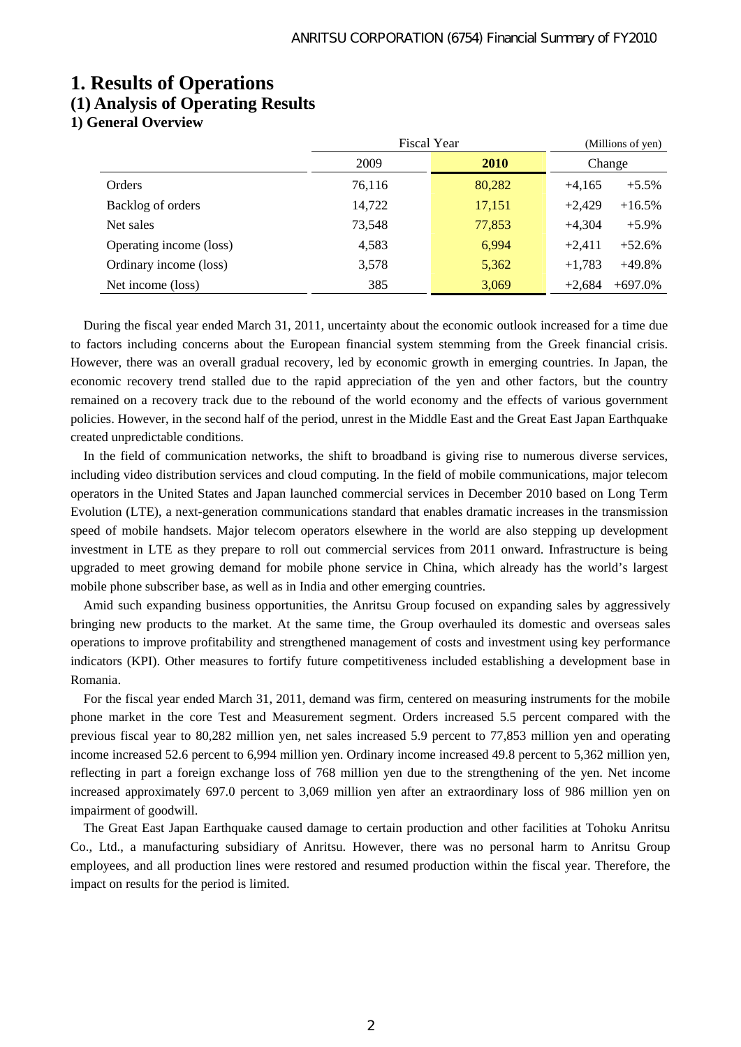# 1. Results of Operations

## (1) Analysis of Operating Results

### 1) General Overview

| | Fiscal Year | | (Millions of yen) | |
|---|---|---|---|---|
| | 2009 | **2010** | Change | |
| Orders | 76,116 | 80,282 | +4,165 | +5.5% |
| Backlog of orders | 14,722 | 17,151 | +2,429 | +16.5% |
| Net sales | 73,548 | 77,853 | +4,304 | +5.9% |
| Operating income (loss) | 4,583 | 6,994 | +2,411 | +52.6% |
| Ordinary income (loss) | 3,578 | 5,362 | +1,783 | +49.8% |
| Net income (loss) | 385 | 3,069 | +2,684 | +697.0% |

During the fiscal year ended March 31, 2011, uncertainty about the economic outlook increased for a time due to factors including concerns about the European financial system stemming from the Greek financial crisis. However, there was an overall gradual recovery, led by economic growth in emerging countries. In Japan, the economic recovery trend stalled due to the rapid appreciation of the yen and other factors, but the country remained on a recovery track due to the rebound of the world economy and the effects of various government policies. However, in the second half of the period, unrest in the Middle East and the Great East Japan Earthquake created unpredictable conditions.

In the field of communication networks, the shift to broadband is giving rise to numerous diverse services, including video distribution services and cloud computing. In the field of mobile communications, major telecom operators in the United States and Japan launched commercial services in December 2010 based on Long Term Evolution (LTE), a next-generation communications standard that enables dramatic increases in the transmission speed of mobile handsets. Major telecom operators elsewhere in the world are also stepping up development investment in LTE as they prepare to roll out commercial services from 2011 onward. Infrastructure is being upgraded to meet growing demand for mobile phone service in China, which already has the world's largest mobile phone subscriber base, as well as in India and other emerging countries.

Amid such expanding business opportunities, the Anritsu Group focused on expanding sales by aggressively bringing new products to the market. At the same time, the Group overhauled its domestic and overseas sales operations to improve profitability and strengthened management of costs and investment using key performance indicators (KPI). Other measures to fortify future competitiveness included establishing a development base in Romania.

For the fiscal year ended March 31, 2011, demand was firm, centered on measuring instruments for the mobile phone market in the core Test and Measurement segment. Orders increased 5.5 percent compared with the previous fiscal year to 80,282 million yen, net sales increased 5.9 percent to 77,853 million yen and operating income increased 52.6 percent to 6,994 million yen. Ordinary income increased 49.8 percent to 5,362 million yen, reflecting in part a foreign exchange loss of 768 million yen due to the strengthening of the yen. Net income increased approximately 697.0 percent to 3,069 million yen after an extraordinary loss of 986 million yen on impairment of goodwill.

The Great East Japan Earthquake caused damage to certain production and other facilities at Tohoku Anritsu Co., Ltd., a manufacturing subsidiary of Anritsu. However, there was no personal harm to Anritsu Group employees, and all production lines were restored and resumed production within the fiscal year. Therefore, the impact on results for the period is limited.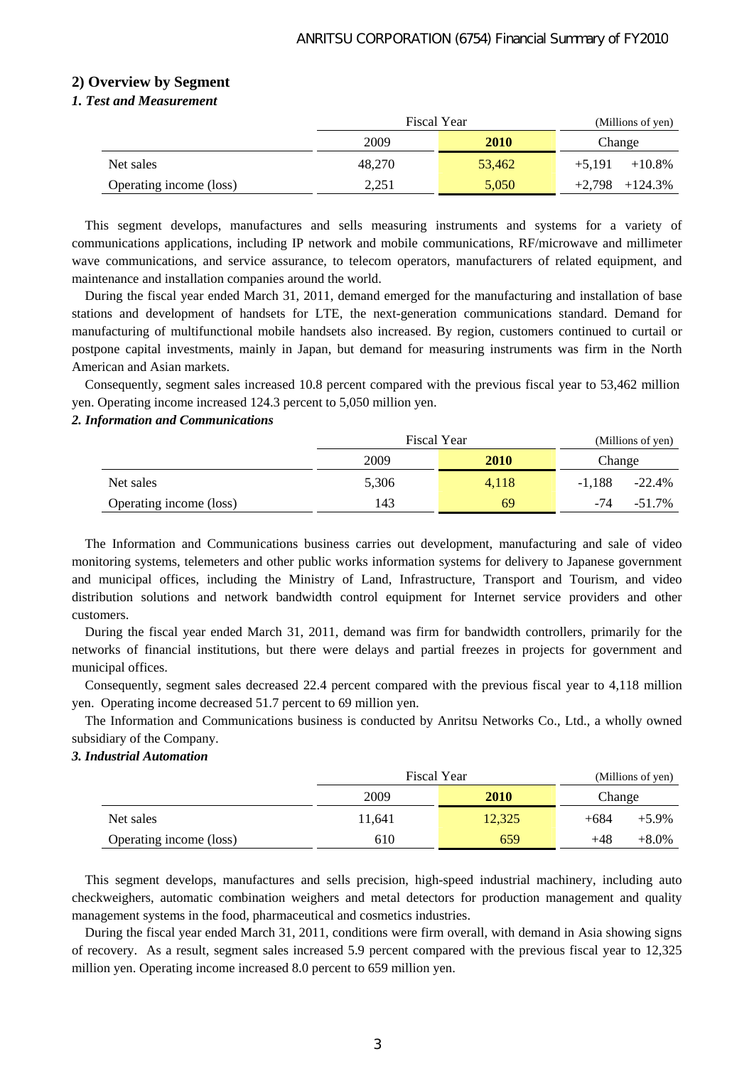## 2) Overview by Segment

### *1. Test and Measurement*

| | Fiscal Year | | (Millions of yen) | |
|---|---|---|---|---|
| | 2009 | **2010** | Change | |
| Net sales | 48,270 | 53,462 | +5,191 | +10.8% |
| Operating income (loss) | 2,251 | 5,050 | +2,798 | +124.3% |

This segment develops, manufactures and sells measuring instruments and systems for a variety of communications applications, including IP network and mobile communications, RF/microwave and millimeter wave communications, and service assurance, to telecom operators, manufacturers of related equipment, and maintenance and installation companies around the world.

During the fiscal year ended March 31, 2011, demand emerged for the manufacturing and installation of base stations and development of handsets for LTE, the next-generation communications standard. Demand for manufacturing of multifunctional mobile handsets also increased. By region, customers continued to curtail or postpone capital investments, mainly in Japan, but demand for measuring instruments was firm in the North American and Asian markets.

Consequently, segment sales increased 10.8 percent compared with the previous fiscal year to 53,462 million yen. Operating income increased 124.3 percent to 5,050 million yen.

### *2. Information and Communications*

| | Fiscal Year | | (Millions of yen) | |
|---|---|---|---|---|
| | 2009 | **2010** | Change | |
| Net sales | 5,306 | 4,118 | -1,188 | -22.4% |
| Operating income (loss) | 143 | 69 | -74 | -51.7% |

The Information and Communications business carries out development, manufacturing and sale of video monitoring systems, telemeters and other public works information systems for delivery to Japanese government and municipal offices, including the Ministry of Land, Infrastructure, Transport and Tourism, and video distribution solutions and network bandwidth control equipment for Internet service providers and other customers.

During the fiscal year ended March 31, 2011, demand was firm for bandwidth controllers, primarily for the networks of financial institutions, but there were delays and partial freezes in projects for government and municipal offices.

Consequently, segment sales decreased 22.4 percent compared with the previous fiscal year to 4,118 million yen. Operating income decreased 51.7 percent to 69 million yen.

The Information and Communications business is conducted by Anritsu Networks Co., Ltd., a wholly owned subsidiary of the Company.

### *3. Industrial Automation*

| | Fiscal Year | | (Millions of yen) | |
|---|---|---|---|---|
| | 2009 | **2010** | Change | |
| Net sales | 11,641 | 12,325 | +684 | +5.9% |
| Operating income (loss) | 610 | 659 | +48 | +8.0% |

This segment develops, manufactures and sells precision, high-speed industrial machinery, including auto checkweighers, automatic combination weighers and metal detectors for production management and quality management systems in the food, pharmaceutical and cosmetics industries.

During the fiscal year ended March 31, 2011, conditions were firm overall, with demand in Asia showing signs of recovery. As a result, segment sales increased 5.9 percent compared with the previous fiscal year to 12,325 million yen. Operating income increased 8.0 percent to 659 million yen.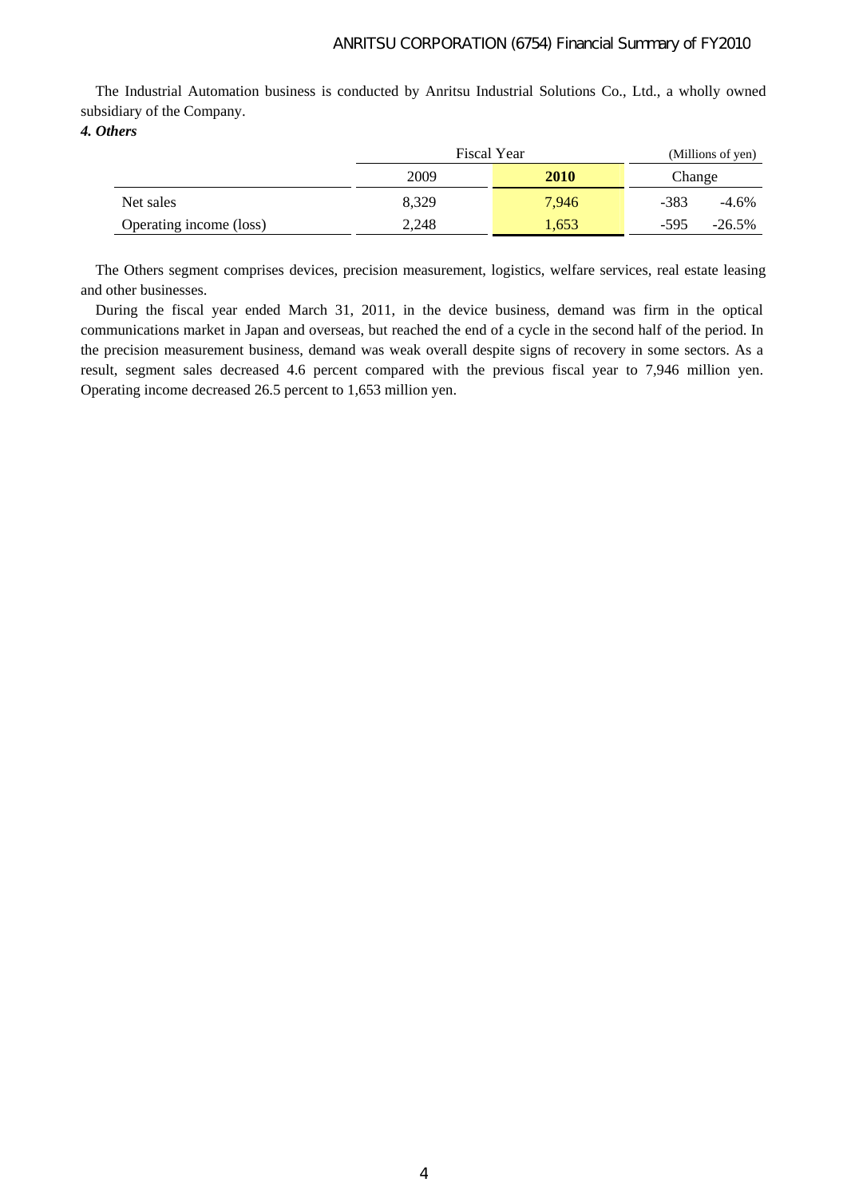The Industrial Automation business is conducted by Anritsu Industrial Solutions Co., Ltd., a wholly owned subsidiary of the Company.

***4. Others***

| | Fiscal Year | | (Millions of yen) | |
|---|---|---|---|---|
| | 2009 | **2010** | Change | |
| Net sales | 8,329 | 7,946 | -383 | -4.6% |
| Operating income (loss) | 2,248 | 1,653 | -595 | -26.5% |

The Others segment comprises devices, precision measurement, logistics, welfare services, real estate leasing and other businesses.

During the fiscal year ended March 31, 2011, in the device business, demand was firm in the optical communications market in Japan and overseas, but reached the end of a cycle in the second half of the period. In the precision measurement business, demand was weak overall despite signs of recovery in some sectors. As a result, segment sales decreased 4.6 percent compared with the previous fiscal year to 7,946 million yen. Operating income decreased 26.5 percent to 1,653 million yen.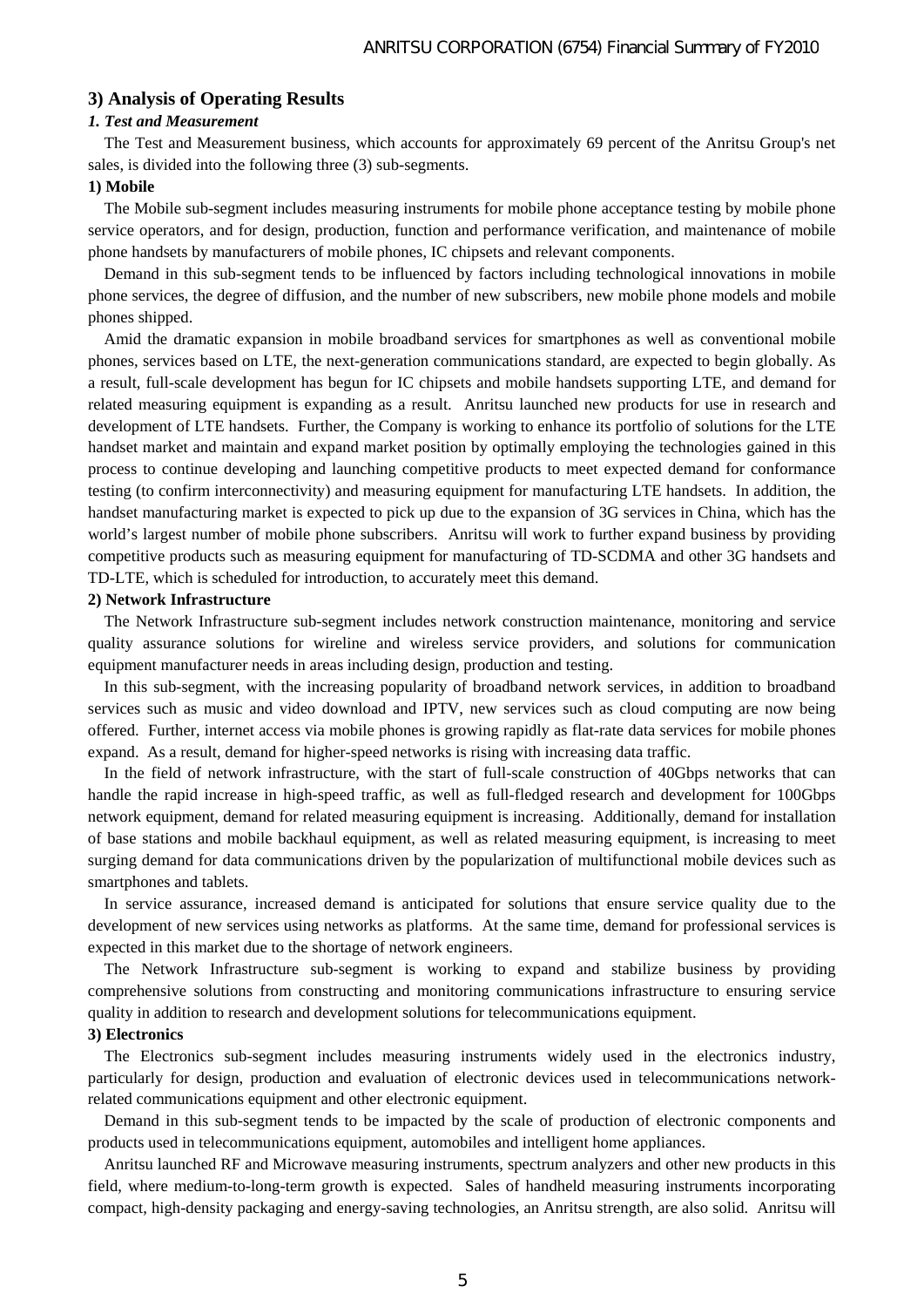## 3) Analysis of Operating Results

### *1. Test and Measurement*

The Test and Measurement business, which accounts for approximately 69 percent of the Anritsu Group's net sales, is divided into the following three (3) sub-segments.

#### 1) Mobile

The Mobile sub-segment includes measuring instruments for mobile phone acceptance testing by mobile phone service operators, and for design, production, function and performance verification, and maintenance of mobile phone handsets by manufacturers of mobile phones, IC chipsets and relevant components.

Demand in this sub-segment tends to be influenced by factors including technological innovations in mobile phone services, the degree of diffusion, and the number of new subscribers, new mobile phone models and mobile phones shipped.

Amid the dramatic expansion in mobile broadband services for smartphones as well as conventional mobile phones, services based on LTE, the next-generation communications standard, are expected to begin globally. As a result, full-scale development has begun for IC chipsets and mobile handsets supporting LTE, and demand for related measuring equipment is expanding as a result. Anritsu launched new products for use in research and development of LTE handsets. Further, the Company is working to enhance its portfolio of solutions for the LTE handset market and maintain and expand market position by optimally employing the technologies gained in this process to continue developing and launching competitive products to meet expected demand for conformance testing (to confirm interconnectivity) and measuring equipment for manufacturing LTE handsets. In addition, the handset manufacturing market is expected to pick up due to the expansion of 3G services in China, which has the world's largest number of mobile phone subscribers. Anritsu will work to further expand business by providing competitive products such as measuring equipment for manufacturing of TD-SCDMA and other 3G handsets and TD-LTE, which is scheduled for introduction, to accurately meet this demand.

#### 2) Network Infrastructure

The Network Infrastructure sub-segment includes network construction maintenance, monitoring and service quality assurance solutions for wireline and wireless service providers, and solutions for communication equipment manufacturer needs in areas including design, production and testing.

In this sub-segment, with the increasing popularity of broadband network services, in addition to broadband services such as music and video download and IPTV, new services such as cloud computing are now being offered. Further, internet access via mobile phones is growing rapidly as flat-rate data services for mobile phones expand. As a result, demand for higher-speed networks is rising with increasing data traffic.

In the field of network infrastructure, with the start of full-scale construction of 40Gbps networks that can handle the rapid increase in high-speed traffic, as well as full-fledged research and development for 100Gbps network equipment, demand for related measuring equipment is increasing. Additionally, demand for installation of base stations and mobile backhaul equipment, as well as related measuring equipment, is increasing to meet surging demand for data communications driven by the popularization of multifunctional mobile devices such as smartphones and tablets.

In service assurance, increased demand is anticipated for solutions that ensure service quality due to the development of new services using networks as platforms. At the same time, demand for professional services is expected in this market due to the shortage of network engineers.

The Network Infrastructure sub-segment is working to expand and stabilize business by providing comprehensive solutions from constructing and monitoring communications infrastructure to ensuring service quality in addition to research and development solutions for telecommunications equipment.

#### 3) Electronics

The Electronics sub-segment includes measuring instruments widely used in the electronics industry, particularly for design, production and evaluation of electronic devices used in telecommunications network-related communications equipment and other electronic equipment.

Demand in this sub-segment tends to be impacted by the scale of production of electronic components and products used in telecommunications equipment, automobiles and intelligent home appliances.

Anritsu launched RF and Microwave measuring instruments, spectrum analyzers and other new products in this field, where medium-to-long-term growth is expected. Sales of handheld measuring instruments incorporating compact, high-density packaging and energy-saving technologies, an Anritsu strength, are also solid. Anritsu will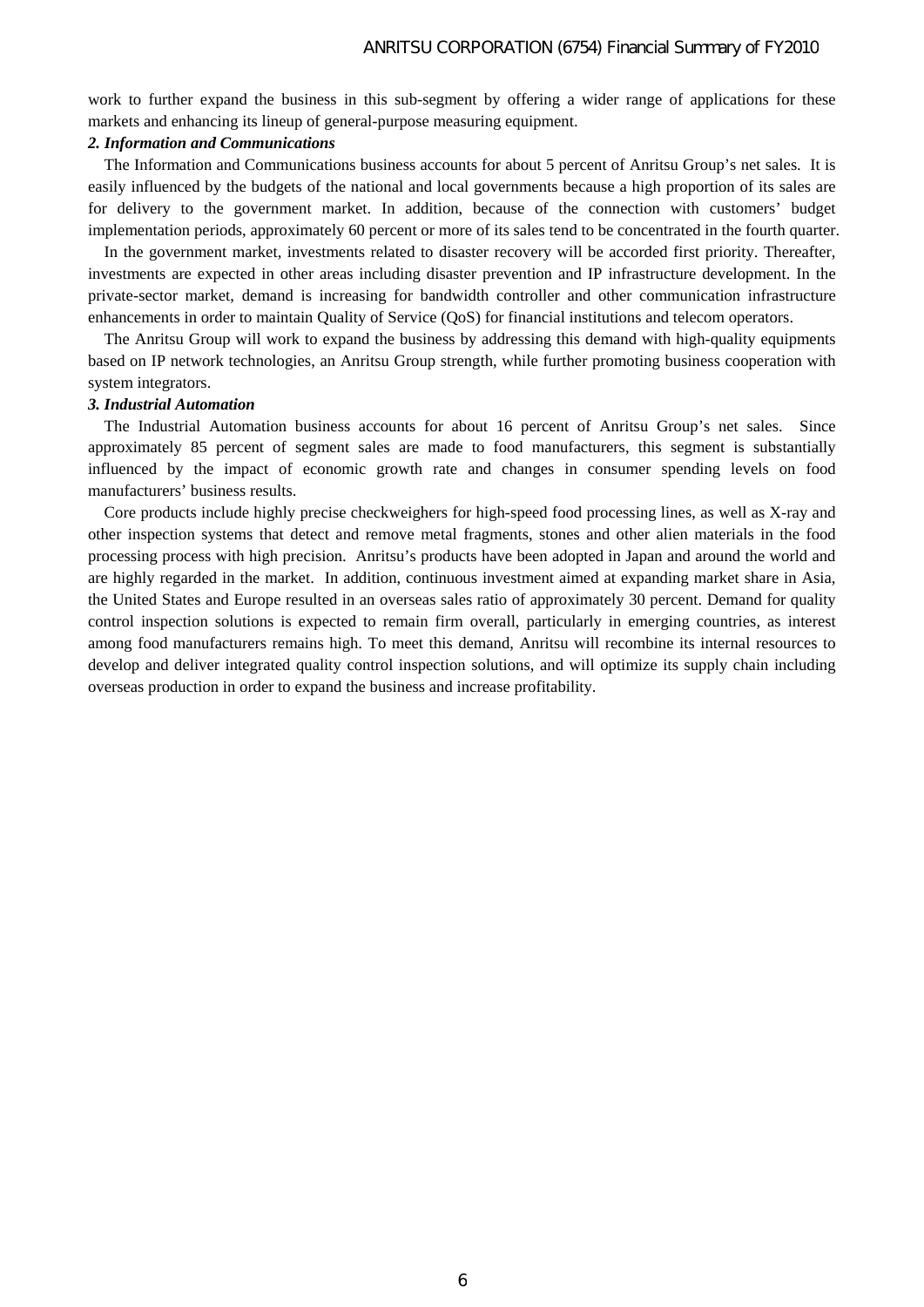work to further expand the business in this sub-segment by offering a wider range of applications for these markets and enhancing its lineup of general-purpose measuring equipment.

***2. Information and Communications***

The Information and Communications business accounts for about 5 percent of Anritsu Group's net sales. It is easily influenced by the budgets of the national and local governments because a high proportion of its sales are for delivery to the government market. In addition, because of the connection with customers' budget implementation periods, approximately 60 percent or more of its sales tend to be concentrated in the fourth quarter.

In the government market, investments related to disaster recovery will be accorded first priority. Thereafter, investments are expected in other areas including disaster prevention and IP infrastructure development. In the private-sector market, demand is increasing for bandwidth controller and other communication infrastructure enhancements in order to maintain Quality of Service (QoS) for financial institutions and telecom operators.

The Anritsu Group will work to expand the business by addressing this demand with high-quality equipments based on IP network technologies, an Anritsu Group strength, while further promoting business cooperation with system integrators.

***3. Industrial Automation***

The Industrial Automation business accounts for about 16 percent of Anritsu Group's net sales. Since approximately 85 percent of segment sales are made to food manufacturers, this segment is substantially influenced by the impact of economic growth rate and changes in consumer spending levels on food manufacturers' business results.

Core products include highly precise checkweighers for high-speed food processing lines, as well as X-ray and other inspection systems that detect and remove metal fragments, stones and other alien materials in the food processing process with high precision. Anritsu's products have been adopted in Japan and around the world and are highly regarded in the market. In addition, continuous investment aimed at expanding market share in Asia, the United States and Europe resulted in an overseas sales ratio of approximately 30 percent. Demand for quality control inspection solutions is expected to remain firm overall, particularly in emerging countries, as interest among food manufacturers remains high. To meet this demand, Anritsu will recombine its internal resources to develop and deliver integrated quality control inspection solutions, and will optimize its supply chain including overseas production in order to expand the business and increase profitability.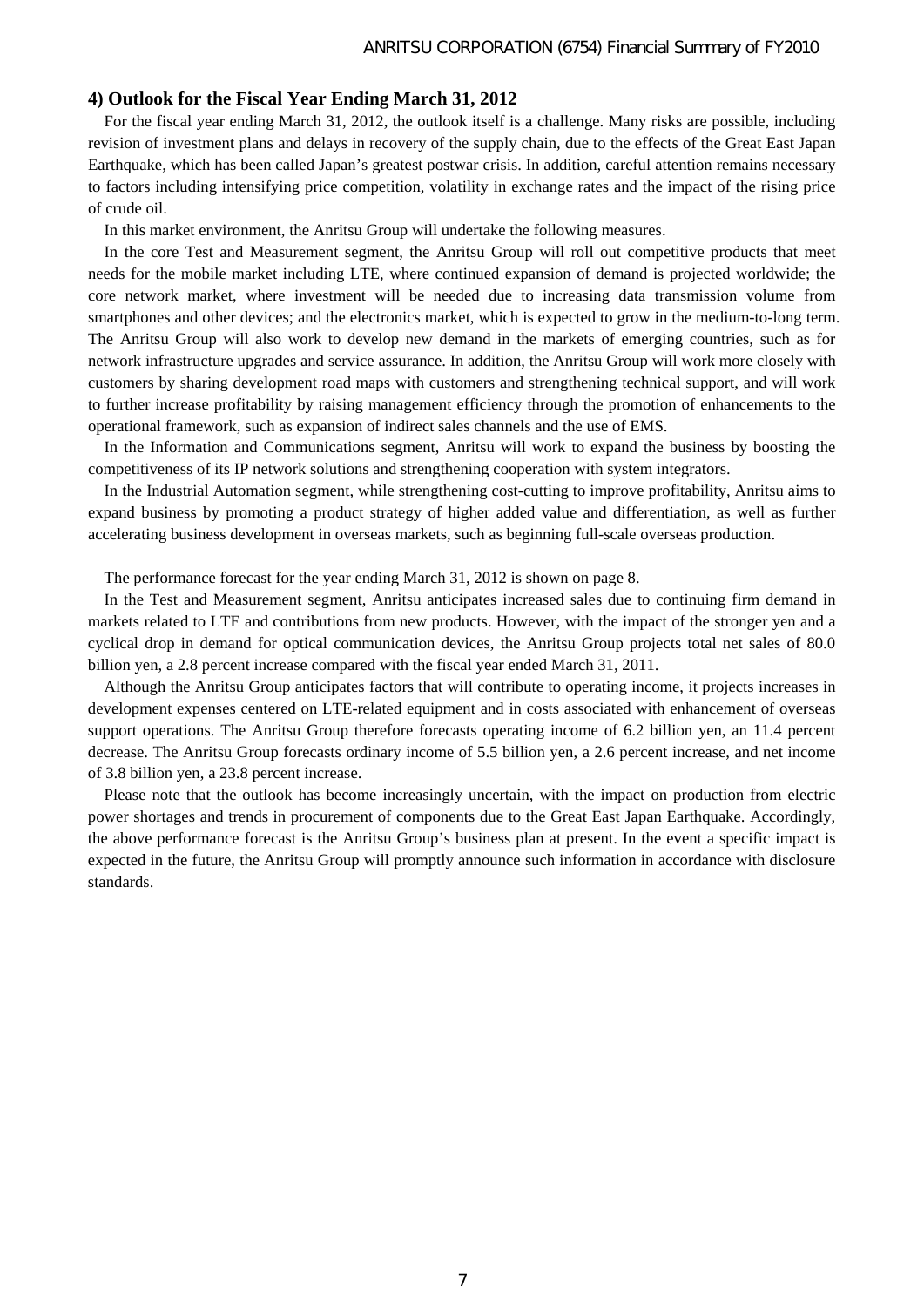### 4) Outlook for the Fiscal Year Ending March 31, 2012

For the fiscal year ending March 31, 2012, the outlook itself is a challenge. Many risks are possible, including revision of investment plans and delays in recovery of the supply chain, due to the effects of the Great East Japan Earthquake, which has been called Japan's greatest postwar crisis. In addition, careful attention remains necessary to factors including intensifying price competition, volatility in exchange rates and the impact of the rising price of crude oil.

In this market environment, the Anritsu Group will undertake the following measures.

In the core Test and Measurement segment, the Anritsu Group will roll out competitive products that meet needs for the mobile market including LTE, where continued expansion of demand is projected worldwide; the core network market, where investment will be needed due to increasing data transmission volume from smartphones and other devices; and the electronics market, which is expected to grow in the medium-to-long term. The Anritsu Group will also work to develop new demand in the markets of emerging countries, such as for network infrastructure upgrades and service assurance. In addition, the Anritsu Group will work more closely with customers by sharing development road maps with customers and strengthening technical support, and will work to further increase profitability by raising management efficiency through the promotion of enhancements to the operational framework, such as expansion of indirect sales channels and the use of EMS.

In the Information and Communications segment, Anritsu will work to expand the business by boosting the competitiveness of its IP network solutions and strengthening cooperation with system integrators.

In the Industrial Automation segment, while strengthening cost-cutting to improve profitability, Anritsu aims to expand business by promoting a product strategy of higher added value and differentiation, as well as further accelerating business development in overseas markets, such as beginning full-scale overseas production.

The performance forecast for the year ending March 31, 2012 is shown on page 8.

In the Test and Measurement segment, Anritsu anticipates increased sales due to continuing firm demand in markets related to LTE and contributions from new products. However, with the impact of the stronger yen and a cyclical drop in demand for optical communication devices, the Anritsu Group projects total net sales of 80.0 billion yen, a 2.8 percent increase compared with the fiscal year ended March 31, 2011.

Although the Anritsu Group anticipates factors that will contribute to operating income, it projects increases in development expenses centered on LTE-related equipment and in costs associated with enhancement of overseas support operations. The Anritsu Group therefore forecasts operating income of 6.2 billion yen, an 11.4 percent decrease. The Anritsu Group forecasts ordinary income of 5.5 billion yen, a 2.6 percent increase, and net income of 3.8 billion yen, a 23.8 percent increase.

Please note that the outlook has become increasingly uncertain, with the impact on production from electric power shortages and trends in procurement of components due to the Great East Japan Earthquake. Accordingly, the above performance forecast is the Anritsu Group's business plan at present. In the event a specific impact is expected in the future, the Anritsu Group will promptly announce such information in accordance with disclosure standards.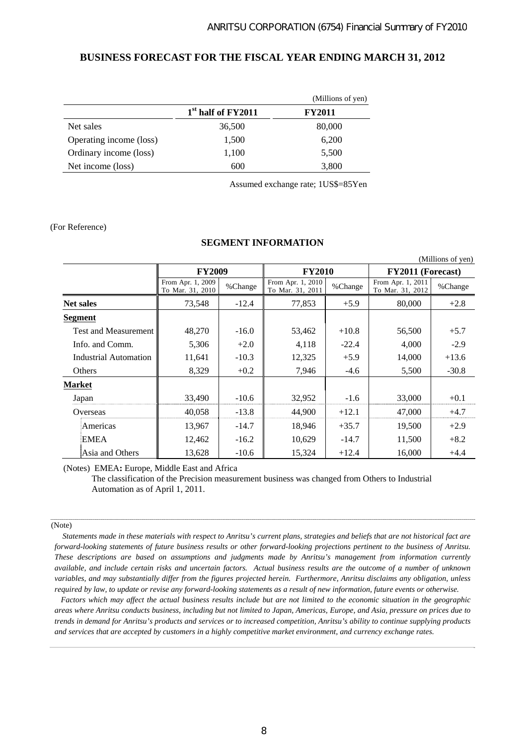## BUSINESS FORECAST FOR THE FISCAL YEAR ENDING MARCH 31, 2012

(Millions of yen)

| | 1st half of FY2011 | FY2011 |
|---|---|---|
| Net sales | 36,500 | 80,000 |
| Operating income (loss) | 1,500 | 6,200 |
| Ordinary income (loss) | 1,100 | 5,500 |
| Net income (loss) | 600 | 3,800 |

Assumed exchange rate; 1US$=85Yen

(For Reference)

### SEGMENT INFORMATION

(Millions of yen)

| | FY2009 | | FY2010 | | FY2011 (Forecast) | |
|---|---|---|---|---|---|---|
| | From Apr. 1, 2009 To Mar. 31, 2010 | %Change | From Apr. 1, 2010 To Mar. 31, 2011 | %Change | From Apr. 1, 2011 To Mar. 31, 2012 | %Change |
| **Net sales** | 73,548 | -12.4 | 77,853 | +5.9 | 80,000 | +2.8 |
| **Segment** | | | | | | |
| Test and Measurement | 48,270 | -16.0 | 53,462 | +10.8 | 56,500 | +5.7 |
| Info. and Comm. | 5,306 | +2.0 | 4,118 | -22.4 | 4,000 | -2.9 |
| Industrial Automation | 11,641 | -10.3 | 12,325 | +5.9 | 14,000 | +13.6 |
| Others | 8,329 | +0.2 | 7,946 | -4.6 | 5,500 | -30.8 |
| **Market** | | | | | | |
| Japan | 33,490 | -10.6 | 32,952 | -1.6 | 33,000 | +0.1 |
| Overseas | 40,058 | -13.8 | 44,900 | +12.1 | 47,000 | +4.7 |
| Americas | 13,967 | -14.7 | 18,946 | +35.7 | 19,500 | +2.9 |
| EMEA | 12,462 | -16.2 | 10,629 | -14.7 | 11,500 | +8.2 |
| Asia and Others | 13,628 | -10.6 | 15,324 | +12.4 | 16,000 | +4.4 |

(Notes) EMEA**:** Europe, Middle East and Africa

The classification of the Precision measurement business was changed from Others to Industrial Automation as of April 1, 2011.

(Note)

*Statements made in these materials with respect to Anritsu's current plans, strategies and beliefs that are not historical fact are forward-looking statements of future business results or other forward-looking projections pertinent to the business of Anritsu. These descriptions are based on assumptions and judgments made by Anritsu's management from information currently available, and include certain risks and uncertain factors. Actual business results are the outcome of a number of unknown variables, and may substantially differ from the figures projected herein. Furthermore, Anritsu disclaims any obligation, unless required by law, to update or revise any forward-looking statements as a result of new information, future events or otherwise.*

*Factors which may affect the actual business results include but are not limited to the economic situation in the geographic areas where Anritsu conducts business, including but not limited to Japan, Americas, Europe, and Asia, pressure on prices due to trends in demand for Anritsu's products and services or to increased competition, Anritsu's ability to continue supplying products and services that are accepted by customers in a highly competitive market environment, and currency exchange rates.*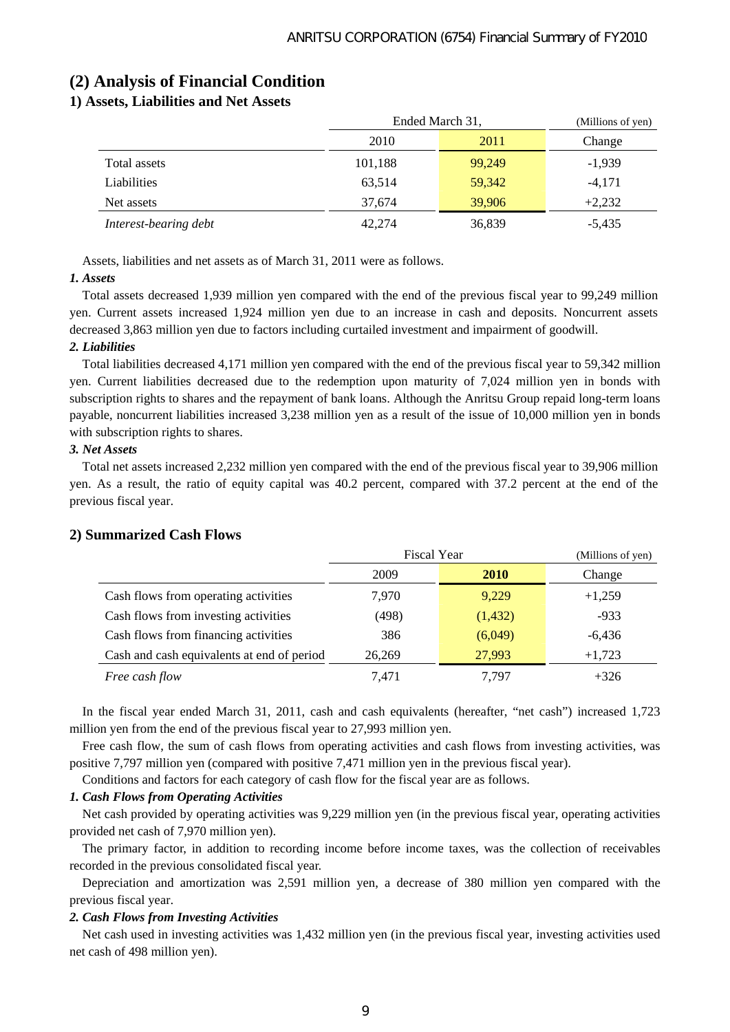## (2) Analysis of Financial Condition

### 1) Assets, Liabilities and Net Assets

| | Ended March 31, | | (Millions of yen) |
|---|---|---|---|
| | 2010 | 2011 | Change |
| Total assets | 101,188 | 99,249 | -1,939 |
| Liabilities | 63,514 | 59,342 | -4,171 |
| Net assets | 37,674 | 39,906 | +2,232 |
| *Interest-bearing debt* | 42,274 | 36,839 | -5,435 |

Assets, liabilities and net assets as of March 31, 2011 were as follows.

***1. Assets***

Total assets decreased 1,939 million yen compared with the end of the previous fiscal year to 99,249 million yen. Current assets increased 1,924 million yen due to an increase in cash and deposits. Noncurrent assets decreased 3,863 million yen due to factors including curtailed investment and impairment of goodwill.

***2. Liabilities***

Total liabilities decreased 4,171 million yen compared with the end of the previous fiscal year to 59,342 million yen. Current liabilities decreased due to the redemption upon maturity of 7,024 million yen in bonds with subscription rights to shares and the repayment of bank loans. Although the Anritsu Group repaid long-term loans payable, noncurrent liabilities increased 3,238 million yen as a result of the issue of 10,000 million yen in bonds with subscription rights to shares.

***3. Net Assets***

Total net assets increased 2,232 million yen compared with the end of the previous fiscal year to 39,906 million yen. As a result, the ratio of equity capital was 40.2 percent, compared with 37.2 percent at the end of the previous fiscal year.

### 2) Summarized Cash Flows

| | Fiscal Year | | (Millions of yen) |
|---|---|---|---|
| | 2009 | **2010** | Change |
| Cash flows from operating activities | 7,970 | 9,229 | +1,259 |
| Cash flows from investing activities | (498) | (1,432) | -933 |
| Cash flows from financing activities | 386 | (6,049) | -6,436 |
| Cash and cash equivalents at end of period | 26,269 | 27,993 | +1,723 |
| *Free cash flow* | 7,471 | 7,797 | +326 |

In the fiscal year ended March 31, 2011, cash and cash equivalents (hereafter, "net cash") increased 1,723 million yen from the end of the previous fiscal year to 27,993 million yen.

Free cash flow, the sum of cash flows from operating activities and cash flows from investing activities, was positive 7,797 million yen (compared with positive 7,471 million yen in the previous fiscal year).

Conditions and factors for each category of cash flow for the fiscal year are as follows.

***1. Cash Flows from Operating Activities***

Net cash provided by operating activities was 9,229 million yen (in the previous fiscal year, operating activities provided net cash of 7,970 million yen).

The primary factor, in addition to recording income before income taxes, was the collection of receivables recorded in the previous consolidated fiscal year.

Depreciation and amortization was 2,591 million yen, a decrease of 380 million yen compared with the previous fiscal year.

***2. Cash Flows from Investing Activities***

Net cash used in investing activities was 1,432 million yen (in the previous fiscal year, investing activities used net cash of 498 million yen).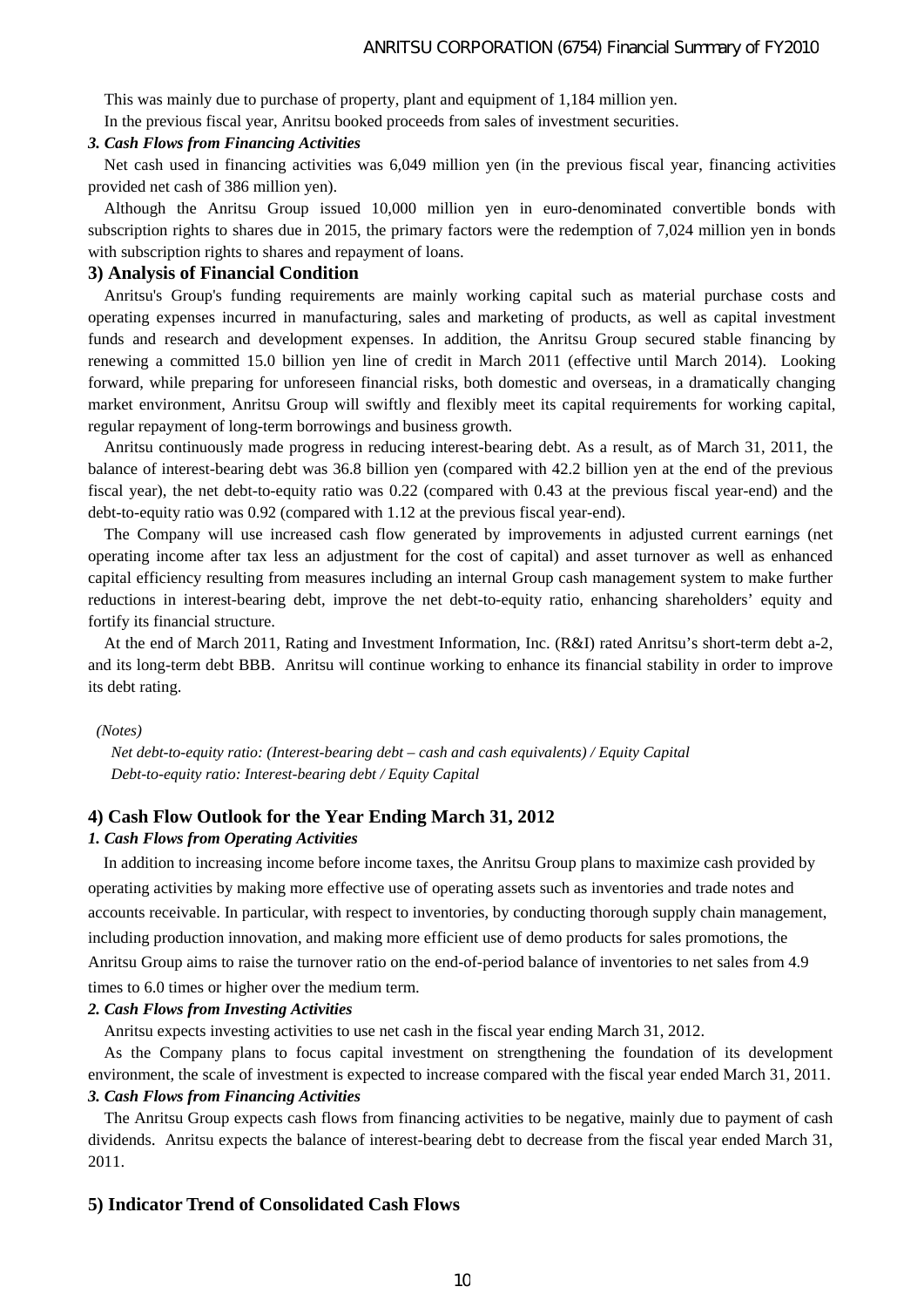This was mainly due to purchase of property, plant and equipment of 1,184 million yen.

In the previous fiscal year, Anritsu booked proceeds from sales of investment securities.

***3. Cash Flows from Financing Activities***

Net cash used in financing activities was 6,049 million yen (in the previous fiscal year, financing activities provided net cash of 386 million yen).

Although the Anritsu Group issued 10,000 million yen in euro-denominated convertible bonds with subscription rights to shares due in 2015, the primary factors were the redemption of 7,024 million yen in bonds with subscription rights to shares and repayment of loans.

### 3) Analysis of Financial Condition

Anritsu's Group's funding requirements are mainly working capital such as material purchase costs and operating expenses incurred in manufacturing, sales and marketing of products, as well as capital investment funds and research and development expenses. In addition, the Anritsu Group secured stable financing by renewing a committed 15.0 billion yen line of credit in March 2011 (effective until March 2014). Looking forward, while preparing for unforeseen financial risks, both domestic and overseas, in a dramatically changing market environment, Anritsu Group will swiftly and flexibly meet its capital requirements for working capital, regular repayment of long-term borrowings and business growth.

Anritsu continuously made progress in reducing interest-bearing debt. As a result, as of March 31, 2011, the balance of interest-bearing debt was 36.8 billion yen (compared with 42.2 billion yen at the end of the previous fiscal year), the net debt-to-equity ratio was 0.22 (compared with 0.43 at the previous fiscal year-end) and the debt-to-equity ratio was 0.92 (compared with 1.12 at the previous fiscal year-end).

The Company will use increased cash flow generated by improvements in adjusted current earnings (net operating income after tax less an adjustment for the cost of capital) and asset turnover as well as enhanced capital efficiency resulting from measures including an internal Group cash management system to make further reductions in interest-bearing debt, improve the net debt-to-equity ratio, enhancing shareholders' equity and fortify its financial structure.

At the end of March 2011, Rating and Investment Information, Inc. (R&I) rated Anritsu's short-term debt a-2, and its long-term debt BBB. Anritsu will continue working to enhance its financial stability in order to improve its debt rating.

*(Notes)*

*Net debt-to-equity ratio: (Interest-bearing debt – cash and cash equivalents) / Equity Capital*

*Debt-to-equity ratio: Interest-bearing debt / Equity Capital*

### 4) Cash Flow Outlook for the Year Ending March 31, 2012

***1. Cash Flows from Operating Activities***

In addition to increasing income before income taxes, the Anritsu Group plans to maximize cash provided by operating activities by making more effective use of operating assets such as inventories and trade notes and accounts receivable. In particular, with respect to inventories, by conducting thorough supply chain management, including production innovation, and making more efficient use of demo products for sales promotions, the Anritsu Group aims to raise the turnover ratio on the end-of-period balance of inventories to net sales from 4.9 times to 6.0 times or higher over the medium term.

***2. Cash Flows from Investing Activities***

Anritsu expects investing activities to use net cash in the fiscal year ending March 31, 2012.

As the Company plans to focus capital investment on strengthening the foundation of its development environment, the scale of investment is expected to increase compared with the fiscal year ended March 31, 2011.

***3. Cash Flows from Financing Activities***

The Anritsu Group expects cash flows from financing activities to be negative, mainly due to payment of cash dividends. Anritsu expects the balance of interest-bearing debt to decrease from the fiscal year ended March 31, 2011.

### 5) Indicator Trend of Consolidated Cash Flows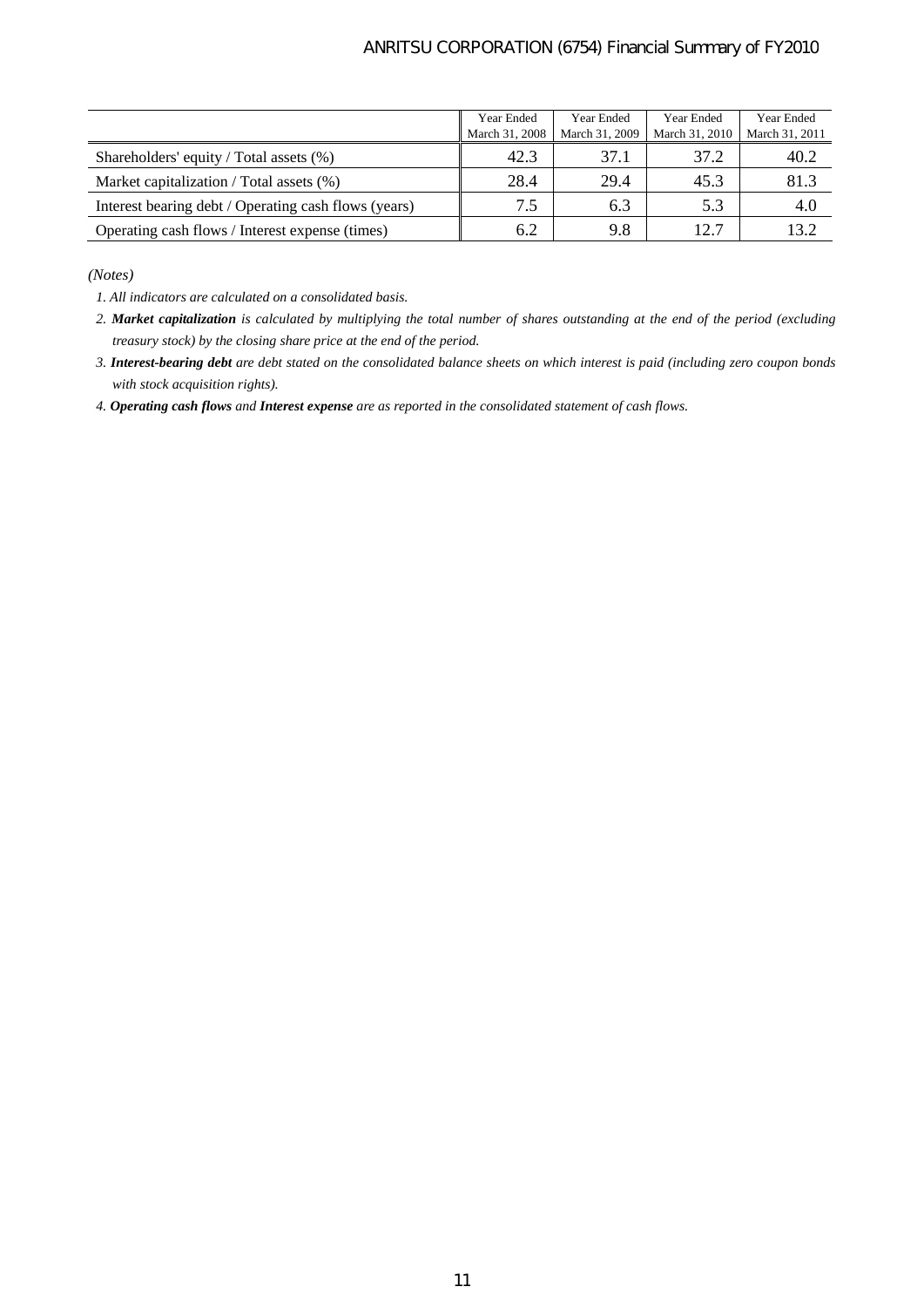|  | Year Ended March 31, 2008 | Year Ended March 31, 2009 | Year Ended March 31, 2010 | Year Ended March 31, 2011 |
|---|---|---|---|---|
| Shareholders' equity / Total assets (%) | 42.3 | 37.1 | 37.2 | 40.2 |
| Market capitalization / Total assets (%) | 28.4 | 29.4 | 45.3 | 81.3 |
| Interest bearing debt / Operating cash flows (years) | 7.5 | 6.3 | 5.3 | 4.0 |
| Operating cash flows / Interest expense (times) | 6.2 | 9.8 | 12.7 | 13.2 |

*(Notes)*

*1. All indicators are calculated on a consolidated basis.*

*2. **Market capitalization** is calculated by multiplying the total number of shares outstanding at the end of the period (excluding treasury stock) by the closing share price at the end of the period.*

*3. **Interest-bearing debt** are debt stated on the consolidated balance sheets on which interest is paid (including zero coupon bonds with stock acquisition rights).*

*4. **Operating cash flows** and **Interest expense** are as reported in the consolidated statement of cash flows.*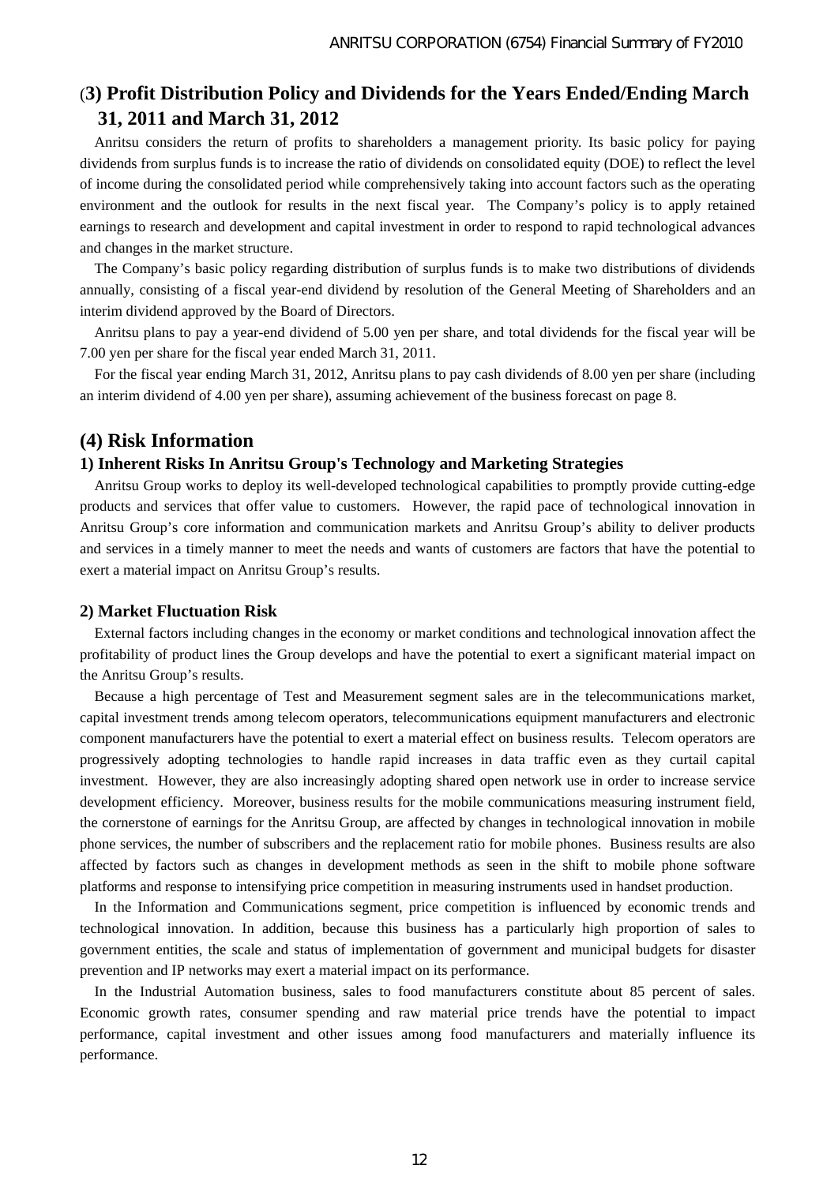## (3) Profit Distribution Policy and Dividends for the Years Ended/Ending March 31, 2011 and March 31, 2012

Anritsu considers the return of profits to shareholders a management priority. Its basic policy for paying dividends from surplus funds is to increase the ratio of dividends on consolidated equity (DOE) to reflect the level of income during the consolidated period while comprehensively taking into account factors such as the operating environment and the outlook for results in the next fiscal year. The Company's policy is to apply retained earnings to research and development and capital investment in order to respond to rapid technological advances and changes in the market structure.

The Company's basic policy regarding distribution of surplus funds is to make two distributions of dividends annually, consisting of a fiscal year-end dividend by resolution of the General Meeting of Shareholders and an interim dividend approved by the Board of Directors.

Anritsu plans to pay a year-end dividend of 5.00 yen per share, and total dividends for the fiscal year will be 7.00 yen per share for the fiscal year ended March 31, 2011.

For the fiscal year ending March 31, 2012, Anritsu plans to pay cash dividends of 8.00 yen per share (including an interim dividend of 4.00 yen per share), assuming achievement of the business forecast on page 8.

## (4) Risk Information

### 1) Inherent Risks In Anritsu Group's Technology and Marketing Strategies

Anritsu Group works to deploy its well-developed technological capabilities to promptly provide cutting-edge products and services that offer value to customers. However, the rapid pace of technological innovation in Anritsu Group's core information and communication markets and Anritsu Group's ability to deliver products and services in a timely manner to meet the needs and wants of customers are factors that have the potential to exert a material impact on Anritsu Group's results.

### 2) Market Fluctuation Risk

External factors including changes in the economy or market conditions and technological innovation affect the profitability of product lines the Group develops and have the potential to exert a significant material impact on the Anritsu Group's results.

Because a high percentage of Test and Measurement segment sales are in the telecommunications market, capital investment trends among telecom operators, telecommunications equipment manufacturers and electronic component manufacturers have the potential to exert a material effect on business results. Telecom operators are progressively adopting technologies to handle rapid increases in data traffic even as they curtail capital investment. However, they are also increasingly adopting shared open network use in order to increase service development efficiency. Moreover, business results for the mobile communications measuring instrument field, the cornerstone of earnings for the Anritsu Group, are affected by changes in technological innovation in mobile phone services, the number of subscribers and the replacement ratio for mobile phones. Business results are also affected by factors such as changes in development methods as seen in the shift to mobile phone software platforms and response to intensifying price competition in measuring instruments used in handset production.

In the Information and Communications segment, price competition is influenced by economic trends and technological innovation. In addition, because this business has a particularly high proportion of sales to government entities, the scale and status of implementation of government and municipal budgets for disaster prevention and IP networks may exert a material impact on its performance.

In the Industrial Automation business, sales to food manufacturers constitute about 85 percent of sales. Economic growth rates, consumer spending and raw material price trends have the potential to impact performance, capital investment and other issues among food manufacturers and materially influence its performance.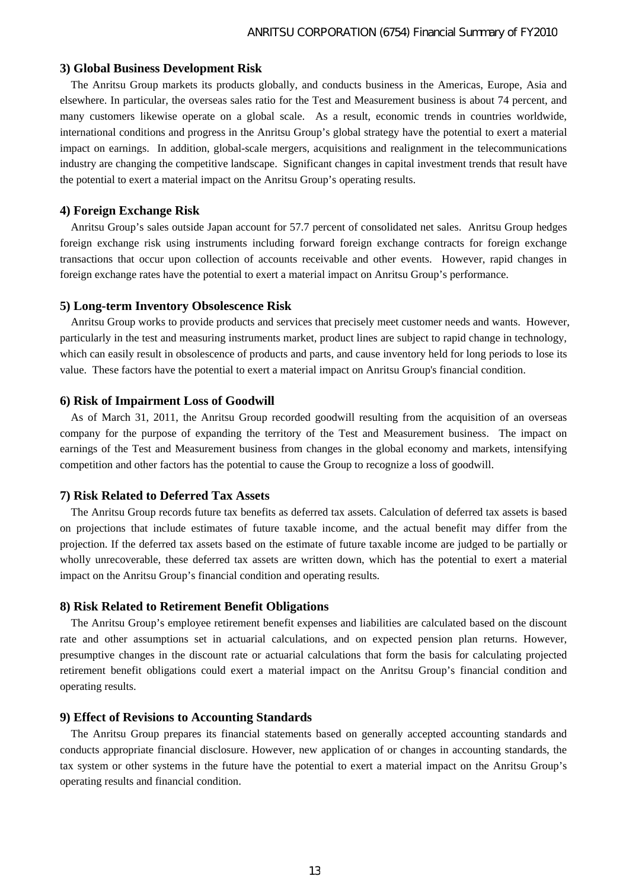### 3) Global Business Development Risk

The Anritsu Group markets its products globally, and conducts business in the Americas, Europe, Asia and elsewhere. In particular, the overseas sales ratio for the Test and Measurement business is about 74 percent, and many customers likewise operate on a global scale. As a result, economic trends in countries worldwide, international conditions and progress in the Anritsu Group's global strategy have the potential to exert a material impact on earnings. In addition, global-scale mergers, acquisitions and realignment in the telecommunications industry are changing the competitive landscape. Significant changes in capital investment trends that result have the potential to exert a material impact on the Anritsu Group's operating results.

### 4) Foreign Exchange Risk

Anritsu Group's sales outside Japan account for 57.7 percent of consolidated net sales. Anritsu Group hedges foreign exchange risk using instruments including forward foreign exchange contracts for foreign exchange transactions that occur upon collection of accounts receivable and other events. However, rapid changes in foreign exchange rates have the potential to exert a material impact on Anritsu Group's performance.

### 5) Long-term Inventory Obsolescence Risk

Anritsu Group works to provide products and services that precisely meet customer needs and wants. However, particularly in the test and measuring instruments market, product lines are subject to rapid change in technology, which can easily result in obsolescence of products and parts, and cause inventory held for long periods to lose its value. These factors have the potential to exert a material impact on Anritsu Group's financial condition.

### 6) Risk of Impairment Loss of Goodwill

As of March 31, 2011, the Anritsu Group recorded goodwill resulting from the acquisition of an overseas company for the purpose of expanding the territory of the Test and Measurement business. The impact on earnings of the Test and Measurement business from changes in the global economy and markets, intensifying competition and other factors has the potential to cause the Group to recognize a loss of goodwill.

### 7) Risk Related to Deferred Tax Assets

The Anritsu Group records future tax benefits as deferred tax assets. Calculation of deferred tax assets is based on projections that include estimates of future taxable income, and the actual benefit may differ from the projection. If the deferred tax assets based on the estimate of future taxable income are judged to be partially or wholly unrecoverable, these deferred tax assets are written down, which has the potential to exert a material impact on the Anritsu Group's financial condition and operating results.

### 8) Risk Related to Retirement Benefit Obligations

The Anritsu Group's employee retirement benefit expenses and liabilities are calculated based on the discount rate and other assumptions set in actuarial calculations, and on expected pension plan returns. However, presumptive changes in the discount rate or actuarial calculations that form the basis for calculating projected retirement benefit obligations could exert a material impact on the Anritsu Group's financial condition and operating results.

### 9) Effect of Revisions to Accounting Standards

The Anritsu Group prepares its financial statements based on generally accepted accounting standards and conducts appropriate financial disclosure. However, new application of or changes in accounting standards, the tax system or other systems in the future have the potential to exert a material impact on the Anritsu Group's operating results and financial condition.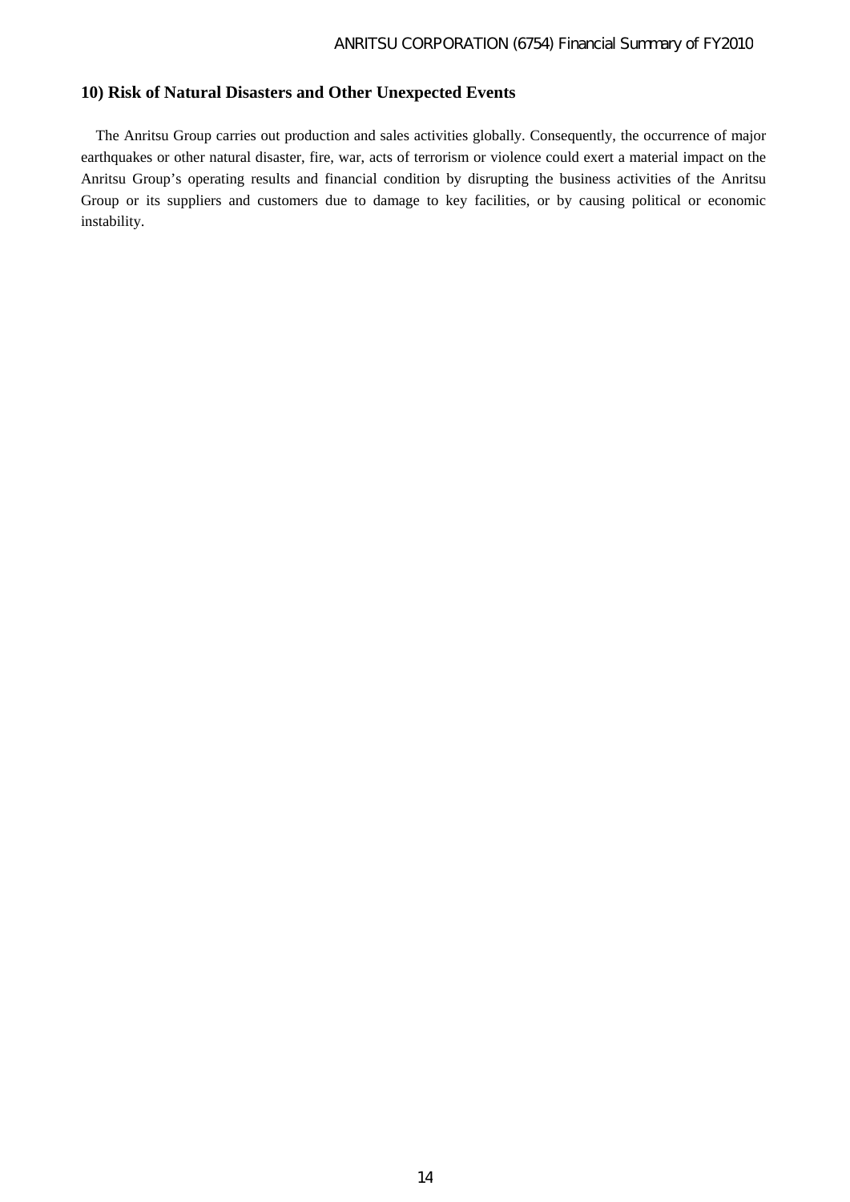### 10) Risk of Natural Disasters and Other Unexpected Events

The Anritsu Group carries out production and sales activities globally. Consequently, the occurrence of major earthquakes or other natural disaster, fire, war, acts of terrorism or violence could exert a material impact on the Anritsu Group's operating results and financial condition by disrupting the business activities of the Anritsu Group or its suppliers and customers due to damage to key facilities, or by causing political or economic instability.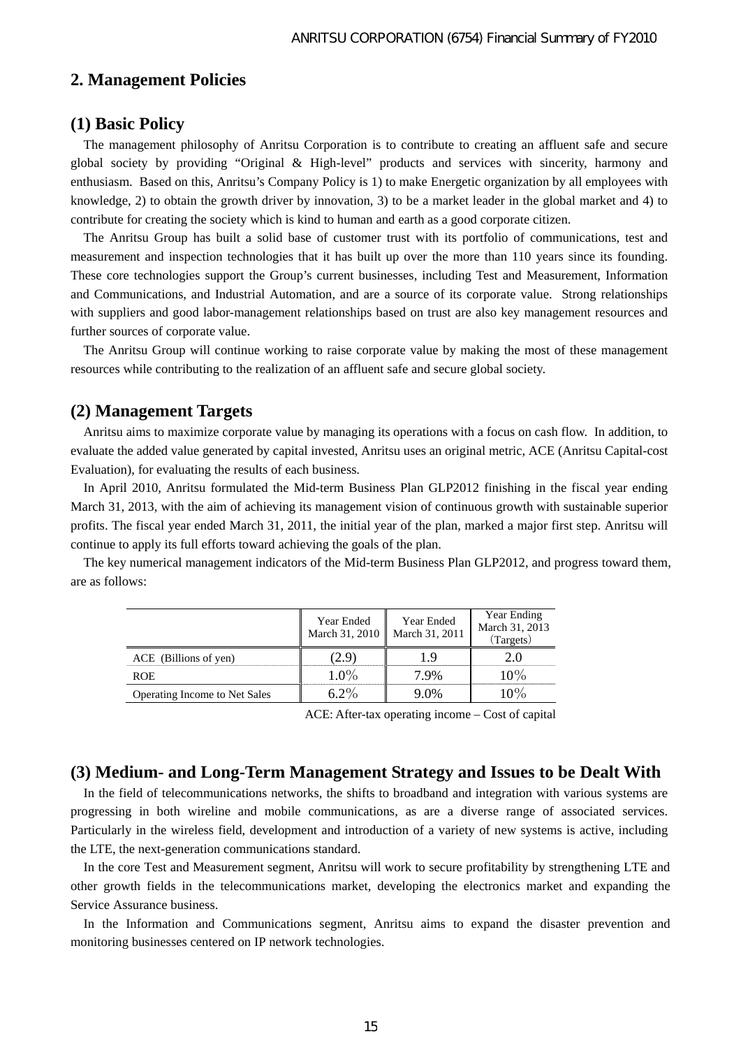## 2. Management Policies

### (1) Basic Policy

The management philosophy of Anritsu Corporation is to contribute to creating an affluent safe and secure global society by providing "Original & High-level" products and services with sincerity, harmony and enthusiasm. Based on this, Anritsu's Company Policy is 1) to make Energetic organization by all employees with knowledge, 2) to obtain the growth driver by innovation, 3) to be a market leader in the global market and 4) to contribute for creating the society which is kind to human and earth as a good corporate citizen.

The Anritsu Group has built a solid base of customer trust with its portfolio of communications, test and measurement and inspection technologies that it has built up over the more than 110 years since its founding. These core technologies support the Group's current businesses, including Test and Measurement, Information and Communications, and Industrial Automation, and are a source of its corporate value. Strong relationships with suppliers and good labor-management relationships based on trust are also key management resources and further sources of corporate value.

The Anritsu Group will continue working to raise corporate value by making the most of these management resources while contributing to the realization of an affluent safe and secure global society.

### (2) Management Targets

Anritsu aims to maximize corporate value by managing its operations with a focus on cash flow. In addition, to evaluate the added value generated by capital invested, Anritsu uses an original metric, ACE (Anritsu Capital-cost Evaluation), for evaluating the results of each business.

In April 2010, Anritsu formulated the Mid-term Business Plan GLP2012 finishing in the fiscal year ending March 31, 2013, with the aim of achieving its management vision of continuous growth with sustainable superior profits. The fiscal year ended March 31, 2011, the initial year of the plan, marked a major first step. Anritsu will continue to apply its full efforts toward achieving the goals of the plan.

The key numerical management indicators of the Mid-term Business Plan GLP2012, and progress toward them, are as follows:

| | Year Ended March 31, 2010 | Year Ended March 31, 2011 | Year Ending March 31, 2013 (Targets) |
|---|---|---|---|
| ACE (Billions of yen) | (2.9) | 1.9 | 2.0 |
| ROE | 1.0% | 7.9% | 10% |
| Operating Income to Net Sales | 6.2% | 9.0% | 10% |

ACE: After-tax operating income – Cost of capital

### (3) Medium- and Long-Term Management Strategy and Issues to be Dealt With

In the field of telecommunications networks, the shifts to broadband and integration with various systems are progressing in both wireline and mobile communications, as are a diverse range of associated services. Particularly in the wireless field, development and introduction of a variety of new systems is active, including the LTE, the next-generation communications standard.

In the core Test and Measurement segment, Anritsu will work to secure profitability by strengthening LTE and other growth fields in the telecommunications market, developing the electronics market and expanding the Service Assurance business.

In the Information and Communications segment, Anritsu aims to expand the disaster prevention and monitoring businesses centered on IP network technologies.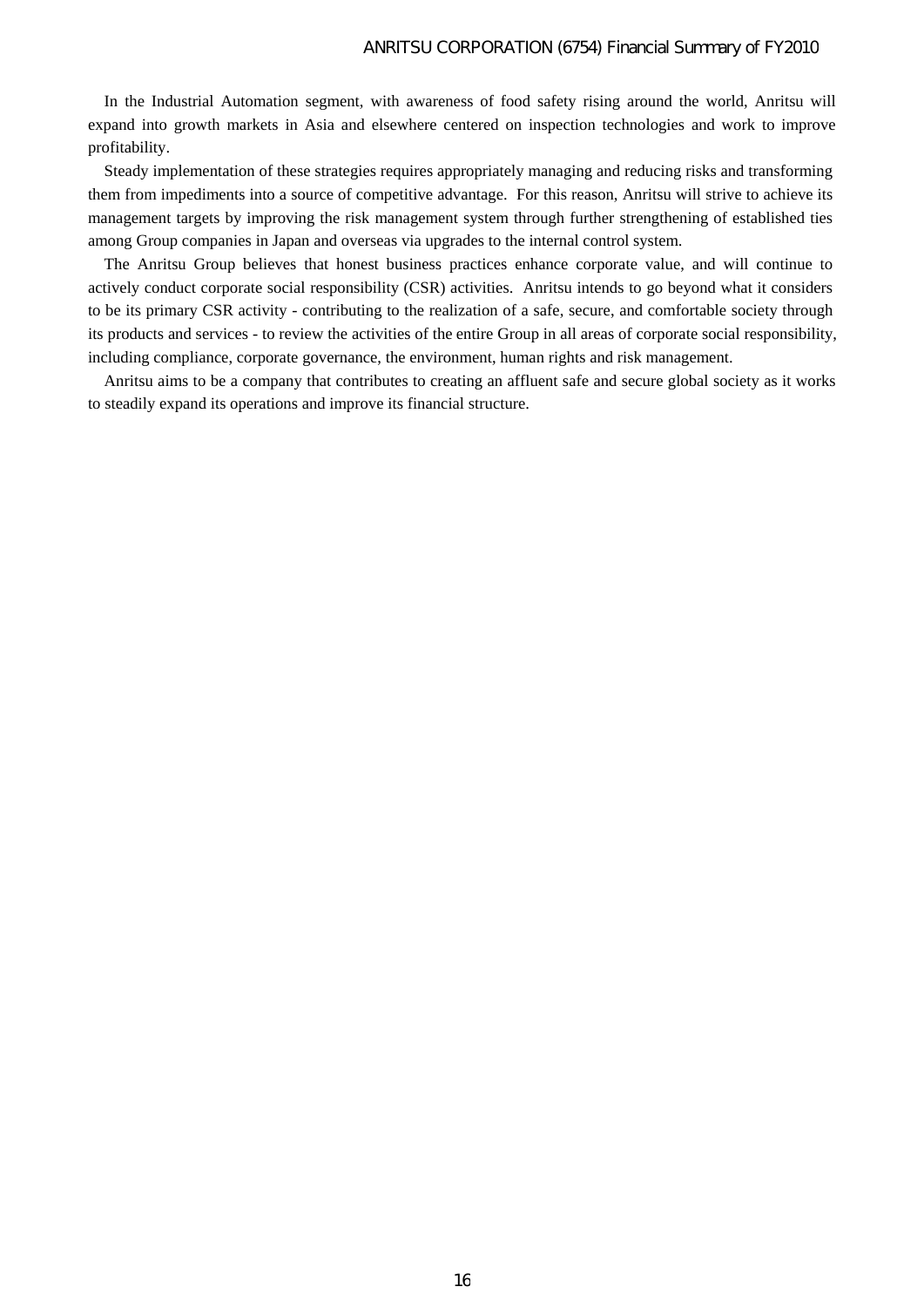In the Industrial Automation segment, with awareness of food safety rising around the world, Anritsu will expand into growth markets in Asia and elsewhere centered on inspection technologies and work to improve profitability.

Steady implementation of these strategies requires appropriately managing and reducing risks and transforming them from impediments into a source of competitive advantage. For this reason, Anritsu will strive to achieve its management targets by improving the risk management system through further strengthening of established ties among Group companies in Japan and overseas via upgrades to the internal control system.

The Anritsu Group believes that honest business practices enhance corporate value, and will continue to actively conduct corporate social responsibility (CSR) activities. Anritsu intends to go beyond what it considers to be its primary CSR activity - contributing to the realization of a safe, secure, and comfortable society through its products and services - to review the activities of the entire Group in all areas of corporate social responsibility, including compliance, corporate governance, the environment, human rights and risk management.

Anritsu aims to be a company that contributes to creating an affluent safe and secure global society as it works to steadily expand its operations and improve its financial structure.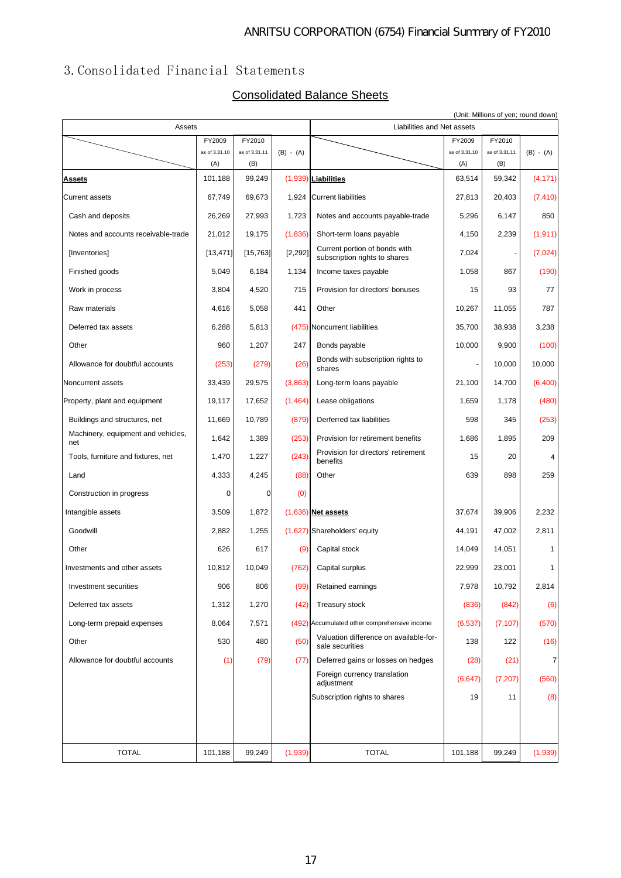## 3. Consolidated Financial Statements

### Consolidated Balance Sheets

(Unit: Millions of yen; round down)

| Assets | FY2009 as of 3.31.10 (A) | FY2010 as of 3.31.11 (B) | (B) - (A) | Liabilities and Net assets | FY2009 as of 3.31.10 (A) | FY2010 as of 3.31.11 (B) | (B) - (A) |
|---|---|---|---|---|---|---|---|
| **Assets** | 101,188 | 99,249 | (1,939) | **Liabilities** | 63,514 | 59,342 | (4,171) |
| Current assets | 67,749 | 69,673 | 1,924 | Current liabilities | 27,813 | 20,403 | (7,410) |
| Cash and deposits | 26,269 | 27,993 | 1,723 | Notes and accounts payable-trade | 5,296 | 6,147 | 850 |
| Notes and accounts receivable-trade | 21,012 | 19,175 | (1,836) | Short-term loans payable | 4,150 | 2,239 | (1,911) |
| [Inventories] | [13,471] | [15,763] | [2,292] | Current portion of bonds with subscription rights to shares | 7,024 | - | (7,024) |
| Finished goods | 5,049 | 6,184 | 1,134 | Income taxes payable | 1,058 | 867 | (190) |
| Work in process | 3,804 | 4,520 | 715 | Provision for directors' bonuses | 15 | 93 | 77 |
| Raw materials | 4,616 | 5,058 | 441 | Other | 10,267 | 11,055 | 787 |
| Deferred tax assets | 6,288 | 5,813 | (475) | Noncurrent liabilities | 35,700 | 38,938 | 3,238 |
| Other | 960 | 1,207 | 247 | Bonds payable | 10,000 | 9,900 | (100) |
| Allowance for doubtful accounts | (253) | (279) | (26) | Bonds with subscription rights to shares | - | 10,000 | 10,000 |
| Noncurrent assets | 33,439 | 29,575 | (3,863) | Long-term loans payable | 21,100 | 14,700 | (6,400) |
| Property, plant and equipment | 19,117 | 17,652 | (1,464) | Lease obligations | 1,659 | 1,178 | (480) |
| Buildings and structures, net | 11,669 | 10,789 | (879) | Derferred tax liabilities | 598 | 345 | (253) |
| Machinery, equipment and vehicles, net | 1,642 | 1,389 | (253) | Provision for retirement benefits | 1,686 | 1,895 | 209 |
| Tools, furniture and fixtures, net | 1,470 | 1,227 | (243) | Provision for directors' retirement benefits | 15 | 20 | 4 |
| Land | 4,333 | 4,245 | (88) | Other | 639 | 898 | 259 |
| Construction in progress | 0 | 0 | (0) | | | | |
| Intangible assets | 3,509 | 1,872 | (1,636) | **Net assets** | 37,674 | 39,906 | 2,232 |
| Goodwill | 2,882 | 1,255 | (1,627) | Shareholders' equity | 44,191 | 47,002 | 2,811 |
| Other | 626 | 617 | (9) | Capital stock | 14,049 | 14,051 | 1 |
| Investments and other assets | 10,812 | 10,049 | (762) | Capital surplus | 22,999 | 23,001 | 1 |
| Investment securities | 906 | 806 | (99) | Retained earnings | 7,978 | 10,792 | 2,814 |
| Deferred tax assets | 1,312 | 1,270 | (42) | Treasury stock | (836) | (842) | (6) |
| Long-term prepaid expenses | 8,064 | 7,571 | (492) | Accumulated other comprehensive income | (6,537) | (7,107) | (570) |
| Other | 530 | 480 | (50) | Valuation difference on available-for-sale securities | 138 | 122 | (16) |
| Allowance for doubtful accounts | (1) | (79) | (77) | Deferred gains or losses on hedges | (28) | (21) | 7 |
| | | | | Foreign currency translation adjustment | (6,647) | (7,207) | (560) |
| | | | | Subscription rights to shares | 19 | 11 | (8) |
| TOTAL | 101,188 | 99,249 | (1,939) | TOTAL | 101,188 | 99,249 | (1,939) |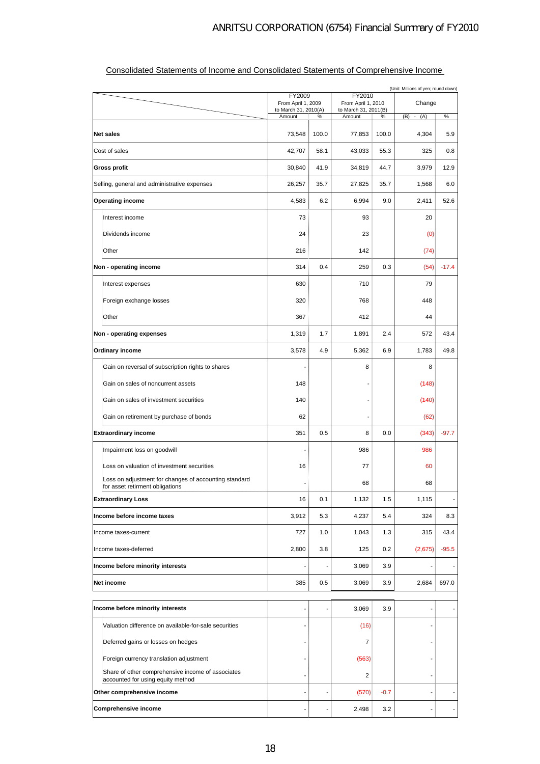## Consolidated Statements of Income and Consolidated Statements of Comprehensive Income

(Unit: Millions of yen; round down)

| | FY2009 From April 1, 2009 to March 31, 2010(A) | | FY2010 From April 1, 2010 to March 31, 2011(B) | | Change | |
|---|---|---|---|---|---|---|
| | Amount | % | Amount | % | (B) - (A) | % |
| **Net sales** | 73,548 | 100.0 | 77,853 | 100.0 | 4,304 | 5.9 |
| Cost of sales | 42,707 | 58.1 | 43,033 | 55.3 | 325 | 0.8 |
| **Gross profit** | 30,840 | 41.9 | 34,819 | 44.7 | 3,979 | 12.9 |
| Selling, general and administrative expenses | 26,257 | 35.7 | 27,825 | 35.7 | 1,568 | 6.0 |
| **Operating income** | 4,583 | 6.2 | 6,994 | 9.0 | 2,411 | 52.6 |
| Interest income | 73 | | 93 | | 20 | |
| Dividends income | 24 | | 23 | | (0) | |
| Other | 216 | | 142 | | (74) | |
| **Non - operating income** | 314 | 0.4 | 259 | 0.3 | (54) | -17.4 |
| Interest expenses | 630 | | 710 | | 79 | |
| Foreign exchange losses | 320 | | 768 | | 448 | |
| Other | 367 | | 412 | | 44 | |
| **Non - operating expenses** | 1,319 | 1.7 | 1,891 | 2.4 | 572 | 43.4 |
| **Ordinary income** | 3,578 | 4.9 | 5,362 | 6.9 | 1,783 | 49.8 |
| Gain on reversal of subscription rights to shares | - | | 8 | | 8 | |
| Gain on sales of noncurrent assets | 148 | | - | | (148) | |
| Gain on sales of investment securities | 140 | | - | | (140) | |
| Gain on retirement by purchase of bonds | 62 | | - | | (62) | |
| **Extraordinary income** | 351 | 0.5 | 8 | 0.0 | (343) | -97.7 |
| Impairment loss on goodwill | - | | 986 | | 986 | |
| Loss on valuation of investment securities | 16 | | 77 | | 60 | |
| Loss on adjustment for changes of accounting standard for asset retirement obligations | - | | 68 | | 68 | |
| **Extraordinary Loss** | 16 | 0.1 | 1,132 | 1.5 | 1,115 | - |
| **Income before income taxes** | 3,912 | 5.3 | 4,237 | 5.4 | 324 | 8.3 |
| Income taxes-current | 727 | 1.0 | 1,043 | 1.3 | 315 | 43.4 |
| Income taxes-deferred | 2,800 | 3.8 | 125 | 0.2 | (2,675) | -95.5 |
| **Income before minority interests** | - | - | 3,069 | 3.9 | - | - |
| **Net income** | 385 | 0.5 | 3,069 | 3.9 | 2,684 | 697.0 |

| | | | | | | |
|---|---|---|---|---|---|---|
| **Income before minority interests** | - | - | 3,069 | 3.9 | - | - |
| Valuation difference on available-for-sale securities | - | | (16) | | - | |
| Deferred gains or losses on hedges | - | | 7 | | - | |
| Foreign currency translation adjustment | - | | (563) | | - | |
| Share of other comprehensive income of associates accounted for using equity method | - | | 2 | | - | |
| **Other comprehensive income** | - | - | (570) | -0.7 | - | - |
| **Comprehensive income** | - | - | 2,498 | 3.2 | - | - |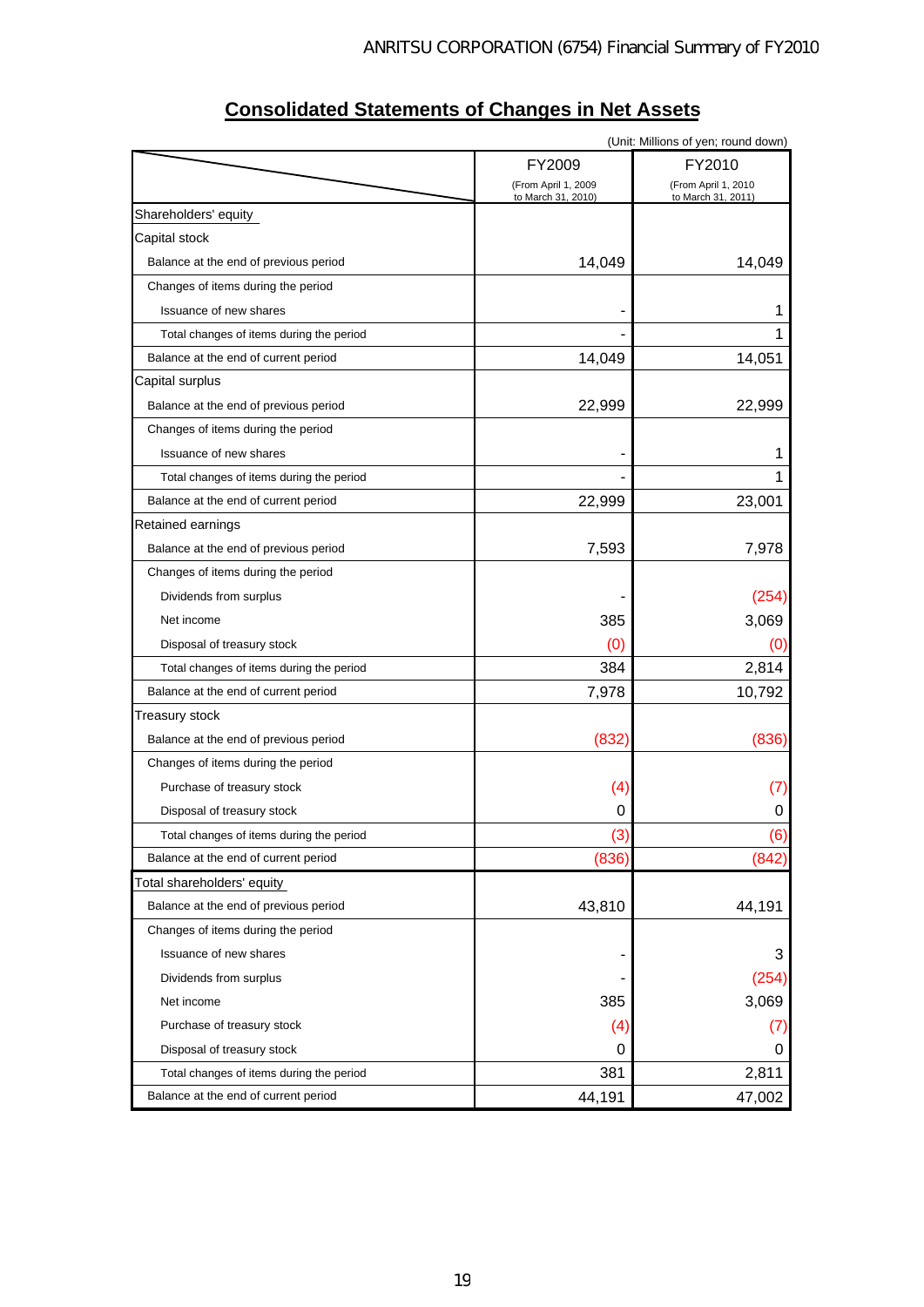## Consolidated Statements of Changes in Net Assets

(Unit: Millions of yen; round down)

| | FY2009 (From April 1, 2009 to March 31, 2010) | FY2010 (From April 1, 2010 to March 31, 2011) |
|---|---|---|
| Shareholders' equity | | |
| Capital stock | | |
| Balance at the end of previous period | 14,049 | 14,049 |
| Changes of items during the period | | |
| Issuance of new shares | - | 1 |
| Total changes of items during the period | - | 1 |
| Balance at the end of current period | 14,049 | 14,051 |
| Capital surplus | | |
| Balance at the end of previous period | 22,999 | 22,999 |
| Changes of items during the period | | |
| Issuance of new shares | - | 1 |
| Total changes of items during the period | - | 1 |
| Balance at the end of current period | 22,999 | 23,001 |
| Retained earnings | | |
| Balance at the end of previous period | 7,593 | 7,978 |
| Changes of items during the period | | |
| Dividends from surplus | - | (254) |
| Net income | 385 | 3,069 |
| Disposal of treasury stock | (0) | (0) |
| Total changes of items during the period | 384 | 2,814 |
| Balance at the end of current period | 7,978 | 10,792 |
| Treasury stock | | |
| Balance at the end of previous period | (832) | (836) |
| Changes of items during the period | | |
| Purchase of treasury stock | (4) | (7) |
| Disposal of treasury stock | 0 | 0 |
| Total changes of items during the period | (3) | (6) |
| Balance at the end of current period | (836) | (842) |
| Total shareholders' equity | | |
| Balance at the end of previous period | 43,810 | 44,191 |
| Changes of items during the period | | |
| Issuance of new shares | - | 3 |
| Dividends from surplus | - | (254) |
| Net income | 385 | 3,069 |
| Purchase of treasury stock | (4) | (7) |
| Disposal of treasury stock | 0 | 0 |
| Total changes of items during the period | 381 | 2,811 |
| Balance at the end of current period | 44,191 | 47,002 |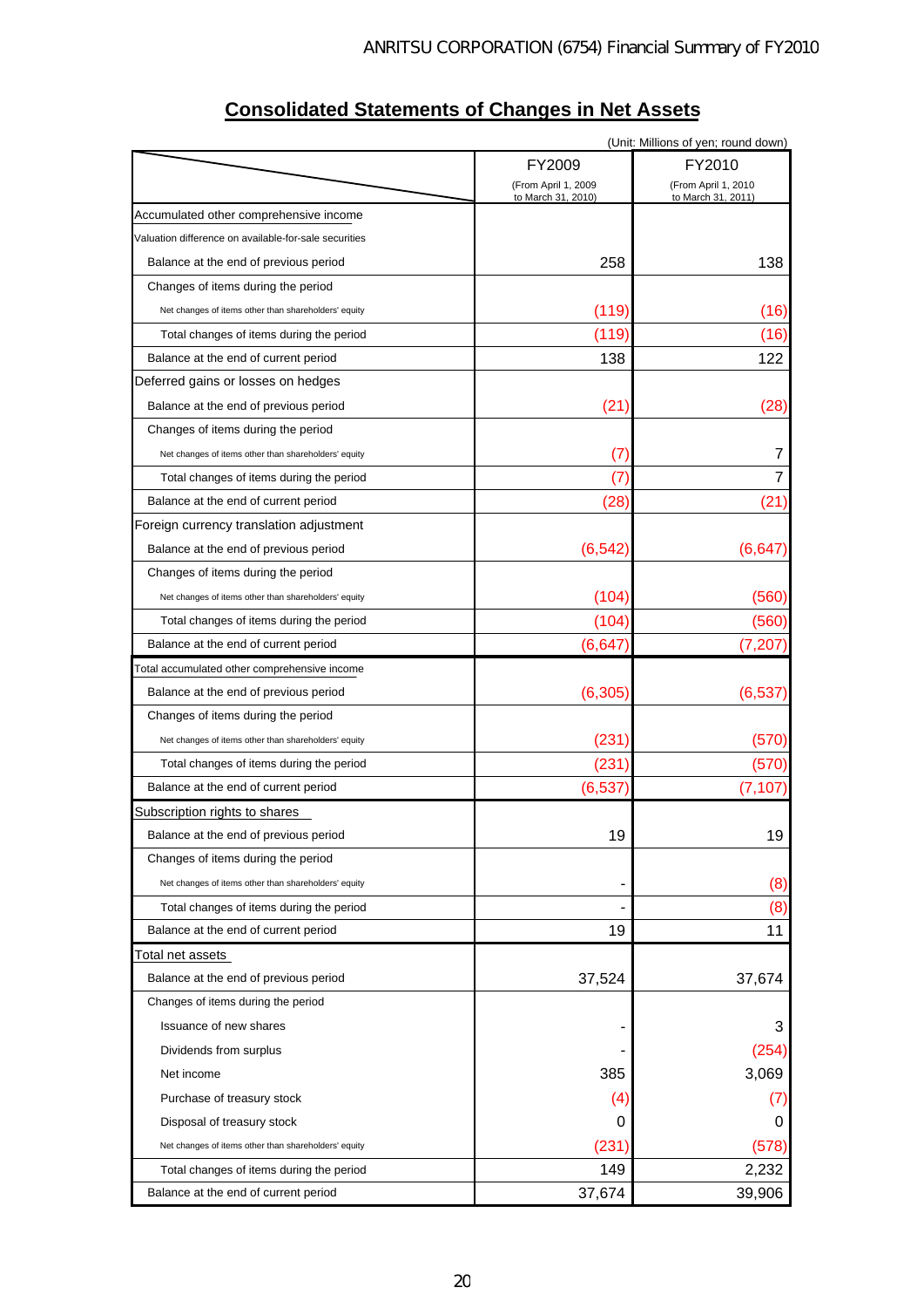## Consolidated Statements of Changes in Net Assets

(Unit: Millions of yen; round down)

| | FY2009 (From April 1, 2009 to March 31, 2010) | FY2010 (From April 1, 2010 to March 31, 2011) |
|---|---|---|
| Accumulated other comprehensive income | | |
| Valuation difference on available-for-sale securities | | |
| Balance at the end of previous period | 258 | 138 |
| Changes of items during the period | | |
| Net changes of items other than shareholders' equity | (119) | (16) |
| Total changes of items during the period | (119) | (16) |
| Balance at the end of current period | 138 | 122 |
| Deferred gains or losses on hedges | | |
| Balance at the end of previous period | (21) | (28) |
| Changes of items during the period | | |
| Net changes of items other than shareholders' equity | (7) | 7 |
| Total changes of items during the period | (7) | 7 |
| Balance at the end of current period | (28) | (21) |
| Foreign currency translation adjustment | | |
| Balance at the end of previous period | (6,542) | (6,647) |
| Changes of items during the period | | |
| Net changes of items other than shareholders' equity | (104) | (560) |
| Total changes of items during the period | (104) | (560) |
| Balance at the end of current period | (6,647) | (7,207) |
| Total accumulated other comprehensive income | | |
| Balance at the end of previous period | (6,305) | (6,537) |
| Changes of items during the period | | |
| Net changes of items other than shareholders' equity | (231) | (570) |
| Total changes of items during the period | (231) | (570) |
| Balance at the end of current period | (6,537) | (7,107) |
| Subscription rights to shares | | |
| Balance at the end of previous period | 19 | 19 |
| Changes of items during the period | | |
| Net changes of items other than shareholders' equity | - | (8) |
| Total changes of items during the period | - | (8) |
| Balance at the end of current period | 19 | 11 |
| Total net assets | | |
| Balance at the end of previous period | 37,524 | 37,674 |
| Changes of items during the period | | |
| Issuance of new shares | - | 3 |
| Dividends from surplus | - | (254) |
| Net income | 385 | 3,069 |
| Purchase of treasury stock | (4) | (7) |
| Disposal of treasury stock | 0 | 0 |
| Net changes of items other than shareholders' equity | (231) | (578) |
| Total changes of items during the period | 149 | 2,232 |
| Balance at the end of current period | 37,674 | 39,906 |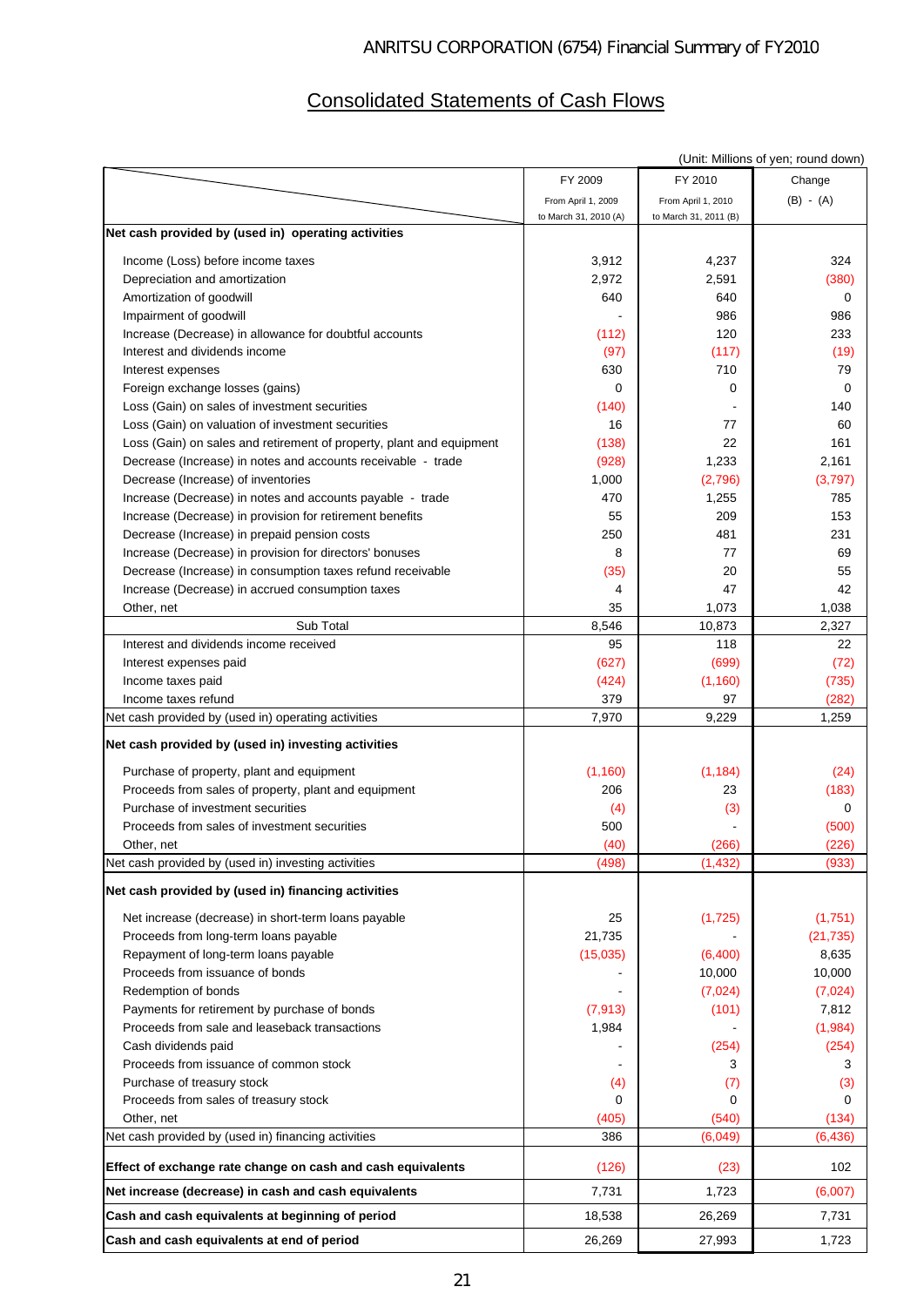# Consolidated Statements of Cash Flows

(Unit: Millions of yen; round down)

| | FY 2009<br>From April 1, 2009<br>to March 31, 2010 (A) | FY 2010<br>From April 1, 2010<br>to March 31, 2011 (B) | Change<br>(B) - (A) |
|---|---|---|---|
| **Net cash provided by (used in) operating activities** | | | |
| Income (Loss) before income taxes | 3,912 | 4,237 | 324 |
| Depreciation and amortization | 2,972 | 2,591 | (380) |
| Amortization of goodwill | 640 | 640 | 0 |
| Impairment of goodwill | - | 986 | 986 |
| Increase (Decrease) in allowance for doubtful accounts | (112) | 120 | 233 |
| Interest and dividends income | (97) | (117) | (19) |
| Interest expenses | 630 | 710 | 79 |
| Foreign exchange losses (gains) | 0 | 0 | 0 |
| Loss (Gain) on sales of investment securities | (140) | - | 140 |
| Loss (Gain) on valuation of investment securities | 16 | 77 | 60 |
| Loss (Gain) on sales and retirement of property, plant and equipment | (138) | 22 | 161 |
| Decrease (Increase) in notes and accounts receivable - trade | (928) | 1,233 | 2,161 |
| Decrease (Increase) of inventories | 1,000 | (2,796) | (3,797) |
| Increase (Decrease) in notes and accounts payable - trade | 470 | 1,255 | 785 |
| Increase (Decrease) in provision for retirement benefits | 55 | 209 | 153 |
| Decrease (Increase) in prepaid pension costs | 250 | 481 | 231 |
| Increase (Decrease) in provision for directors' bonuses | 8 | 77 | 69 |
| Decrease (Increase) in consumption taxes refund receivable | (35) | 20 | 55 |
| Increase (Decrease) in accrued consumption taxes | 4 | 47 | 42 |
| Other, net | 35 | 1,073 | 1,038 |
| Sub Total | 8,546 | 10,873 | 2,327 |
| Interest and dividends income received | 95 | 118 | 22 |
| Interest expenses paid | (627) | (699) | (72) |
| Income taxes paid | (424) | (1,160) | (735) |
| Income taxes refund | 379 | 97 | (282) |
| Net cash provided by (used in) operating activities | 7,970 | 9,229 | 1,259 |
| **Net cash provided by (used in) investing activities** | | | |
| Purchase of property, plant and equipment | (1,160) | (1,184) | (24) |
| Proceeds from sales of property, plant and equipment | 206 | 23 | (183) |
| Purchase of investment securities | (4) | (3) | 0 |
| Proceeds from sales of investment securities | 500 | - | (500) |
| Other, net | (40) | (266) | (226) |
| Net cash provided by (used in) investing activities | (498) | (1,432) | (933) |
| **Net cash provided by (used in) financing activities** | | | |
| Net increase (decrease) in short-term loans payable | 25 | (1,725) | (1,751) |
| Proceeds from long-term loans payable | 21,735 | - | (21,735) |
| Repayment of long-term loans payable | (15,035) | (6,400) | 8,635 |
| Proceeds from issuance of bonds | - | 10,000 | 10,000 |
| Redemption of bonds | - | (7,024) | (7,024) |
| Payments for retirement by purchase of bonds | (7,913) | (101) | 7,812 |
| Proceeds from sale and leaseback transactions | 1,984 | - | (1,984) |
| Cash dividends paid | - | (254) | (254) |
| Proceeds from issuance of common stock | - | 3 | 3 |
| Purchase of treasury stock | (4) | (7) | (3) |
| Proceeds from sales of treasury stock | 0 | 0 | 0 |
| Other, net | (405) | (540) | (134) |
| Net cash provided by (used in) financing activities | 386 | (6,049) | (6,436) |
| **Effect of exchange rate change on cash and cash equivalents** | (126) | (23) | 102 |
| **Net increase (decrease) in cash and cash equivalents** | 7,731 | 1,723 | (6,007) |
| **Cash and cash equivalents at beginning of period** | 18,538 | 26,269 | 7,731 |
| **Cash and cash equivalents at end of period** | 26,269 | 27,993 | 1,723 |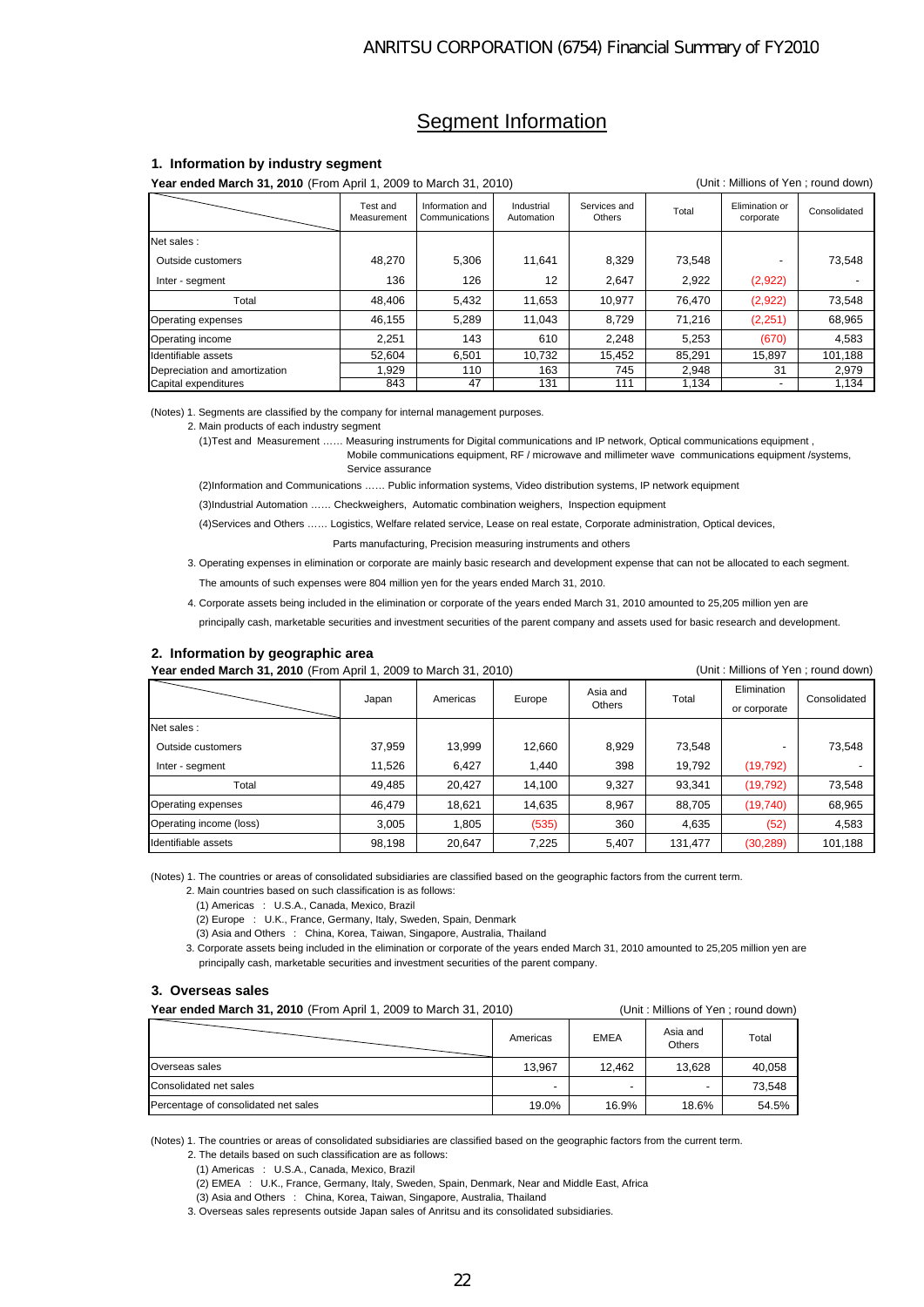# Segment Information

### 1. Information by industry segment

**Year ended March 31, 2010** (From April 1, 2009 to March 31, 2010) (Unit : Millions of Yen ; round down)

| | Test and Measurement | Information and Communications | Industrial Automation | Services and Others | Total | Elimination or corporate | Consolidated |
|---|---|---|---|---|---|---|---|
| Net sales : | | | | | | | |
| Outside customers | 48,270 | 5,306 | 11,641 | 8,329 | 73,548 | - | 73,548 |
| Inter - segment | 136 | 126 | 12 | 2,647 | 2,922 | (2,922) | - |
| Total | 48,406 | 5,432 | 11,653 | 10,977 | 76,470 | (2,922) | 73,548 |
| Operating expenses | 46,155 | 5,289 | 11,043 | 8,729 | 71,216 | (2,251) | 68,965 |
| Operating income | 2,251 | 143 | 610 | 2,248 | 5,253 | (670) | 4,583 |
| Identifiable assets | 52,604 | 6,501 | 10,732 | 15,452 | 85,291 | 15,897 | 101,188 |
| Depreciation and amortization | 1,929 | 110 | 163 | 745 | 2,948 | 31 | 2,979 |
| Capital expenditures | 843 | 47 | 131 | 111 | 1,134 | - | 1,134 |

(Notes) 1. Segments are classified by the company for internal management purposes.

2. Main products of each industry segment

(1)Test and Measurement …… Measuring instruments for Digital communications and IP network, Optical communications equipment , Mobile communications equipment, RF / microwave and millimeter wave communications equipment /systems, Service assurance

(2)Information and Communications …… Public information systems, Video distribution systems, IP network equipment

(3)Industrial Automation …… Checkweighers, Automatic combination weighers, Inspection equipment

(4)Services and Others …… Logistics, Welfare related service, Lease on real estate, Corporate administration, Optical devices, Parts manufacturing, Precision measuring instruments and others

3. Operating expenses in elimination or corporate are mainly basic research and development expense that can not be allocated to each segment. The amounts of such expenses were 804 million yen for the years ended March 31, 2010.

4. Corporate assets being included in the elimination or corporate of the years ended March 31, 2010 amounted to 25,205 million yen are principally cash, marketable securities and investment securities of the parent company and assets used for basic research and development.

### 2. Information by geographic area

**Year ended March 31, 2010** (From April 1, 2009 to March 31, 2010) (Unit : Millions of Yen ; round down)

| | Japan | Americas | Europe | Asia and Others | Total | Elimination or corporate | Consolidated |
|---|---|---|---|---|---|---|---|
| Net sales : | | | | | | | |
| Outside customers | 37,959 | 13,999 | 12,660 | 8,929 | 73,548 | - | 73,548 |
| Inter - segment | 11,526 | 6,427 | 1,440 | 398 | 19,792 | (19,792) | - |
| Total | 49,485 | 20,427 | 14,100 | 9,327 | 93,341 | (19,792) | 73,548 |
| Operating expenses | 46,479 | 18,621 | 14,635 | 8,967 | 88,705 | (19,740) | 68,965 |
| Operating income (loss) | 3,005 | 1,805 | (535) | 360 | 4,635 | (52) | 4,583 |
| Identifiable assets | 98,198 | 20,647 | 7,225 | 5,407 | 131,477 | (30,289) | 101,188 |

(Notes) 1. The countries or areas of consolidated subsidiaries are classified based on the geographic factors from the current term.

2. Main countries based on such classification is as follows:

(1) Americas : U.S.A., Canada, Mexico, Brazil

(2) Europe : U.K., France, Germany, Italy, Sweden, Spain, Denmark

(3) Asia and Others : China, Korea, Taiwan, Singapore, Australia, Thailand

3. Corporate assets being included in the elimination or corporate of the years ended March 31, 2010 amounted to 25,205 million yen are principally cash, marketable securities and investment securities of the parent company.

### 3. Overseas sales

**Year ended March 31, 2010** (From April 1, 2009 to March 31, 2010) (Unit : Millions of Yen ; round down)

| | Americas | EMEA | Asia and Others | Total |
|---|---|---|---|---|
| Overseas sales | 13,967 | 12,462 | 13,628 | 40,058 |
| Consolidated net sales | - | - | - | 73,548 |
| Percentage of consolidated net sales | 19.0% | 16.9% | 18.6% | 54.5% |

(Notes) 1. The countries or areas of consolidated subsidiaries are classified based on the geographic factors from the current term.

2. The details based on such classification are as follows:

(1) Americas : U.S.A., Canada, Mexico, Brazil

(2) EMEA : U.K., France, Germany, Italy, Sweden, Spain, Denmark, Near and Middle East, Africa

(3) Asia and Others : China, Korea, Taiwan, Singapore, Australia, Thailand

3. Overseas sales represents outside Japan sales of Anritsu and its consolidated subsidiaries.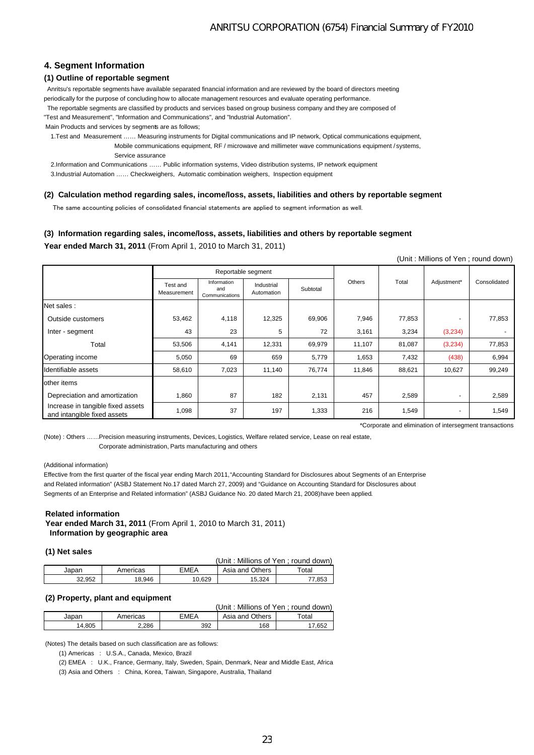## 4. Segment Information

### (1) Outline of reportable segment

Anritsu's reportable segments have available separated financial information and are reviewed by the board of directors meeting periodically for the purpose of concluding how to allocate management resources and evaluate operating performance.

The reportable segments are classified by products and services based on group business company and they are composed of "Test and Measurement", "Information and Communications", and "Industrial Automation".

Main Products and services by segments are as follows;

1.Test and Measurement …… Measuring instruments for Digital communications and IP network, Optical communications equipment, Mobile communications equipment, RF / microwave and millimeter wave communications equipment / systems, Service assurance

2.Information and Communications …… Public information systems, Video distribution systems, IP network equipment

3.Industrial Automation …… Checkweighers, Automatic combination weighers, Inspection equipment

### (2) Calculation method regarding sales, income/loss, assets, liabilities and others by reportable segment

The same accounting policies of consolidated financial statements are applied to segment information as well.

### (3) Information regarding sales, income/loss, assets, liabilities and others by reportable segment

**Year ended March 31, 2011** (From April 1, 2010 to March 31, 2011)

(Unit : Millions of Yen ; round down)

| | Reportable segment | | | | Others | Total | Adjustment* | Consolidated |
|---|---|---|---|---|---|---|---|---|
| | Test and Measurement | Information and Communications | Industrial Automation | Subtotal | | | | |
| Net sales : | | | | | | | | |
| Outside customers | 53,462 | 4,118 | 12,325 | 69,906 | 7,946 | 77,853 | - | 77,853 |
| Inter - segment | 43 | 23 | 5 | 72 | 3,161 | 3,234 | (3,234) | - |
| Total | 53,506 | 4,141 | 12,331 | 69,979 | 11,107 | 81,087 | (3,234) | 77,853 |
| Operating income | 5,050 | 69 | 659 | 5,779 | 1,653 | 7,432 | (438) | 6,994 |
| Identifiable assets | 58,610 | 7,023 | 11,140 | 76,774 | 11,846 | 88,621 | 10,627 | 99,249 |
| other items | | | | | | | | |
| Depreciation and amortization | 1,860 | 87 | 182 | 2,131 | 457 | 2,589 | - | 2,589 |
| Increase in tangible fixed assets and intangible fixed assets | 1,098 | 37 | 197 | 1,333 | 216 | 1,549 | - | 1,549 |

*Corporate and elimination of intersegment transactions

(Note) : Others ……Precision measuring instruments, Devices, Logistics, Welfare related service, Lease on real estate, Corporate administration, Parts manufacturing and others

(Additional information)

Effective from the first quarter of the fiscal year ending March 2011,"Accounting Standard for Disclosures about Segments of an Enterprise and Related information" (ASBJ Statement No.17 dated March 27, 2009) and "Guidance on Accounting Standard for Disclosures about Segments of an Enterprise and Related information" (ASBJ Guidance No. 20 dated March 21, 2008)have been applied.

**Related information**

**Year ended March 31, 2011** (From April 1, 2010 to March 31, 2011)

**Information by geographic area**

### (1) Net sales

(Unit : Millions of Yen ; round down)

| Japan | Americas | EMEA | Asia and Others | Total |
|---|---|---|---|---|
| 32,952 | 18,946 | 10,629 | 15,324 | 77,853 |

### (2) Property, plant and equipment

(Unit : Millions of Yen ; round down)

| Japan | Americas | EMEA | Asia and Others | Total |
|---|---|---|---|---|
| 14,805 | 2,286 | 392 | 168 | 17,652 |

(Notes) The details based on such classification are as follows:

(1) Americas : U.S.A., Canada, Mexico, Brazil

(2) EMEA : U.K., France, Germany, Italy, Sweden, Spain, Denmark, Near and Middle East, Africa

(3) Asia and Others : China, Korea, Taiwan, Singapore, Australia, Thailand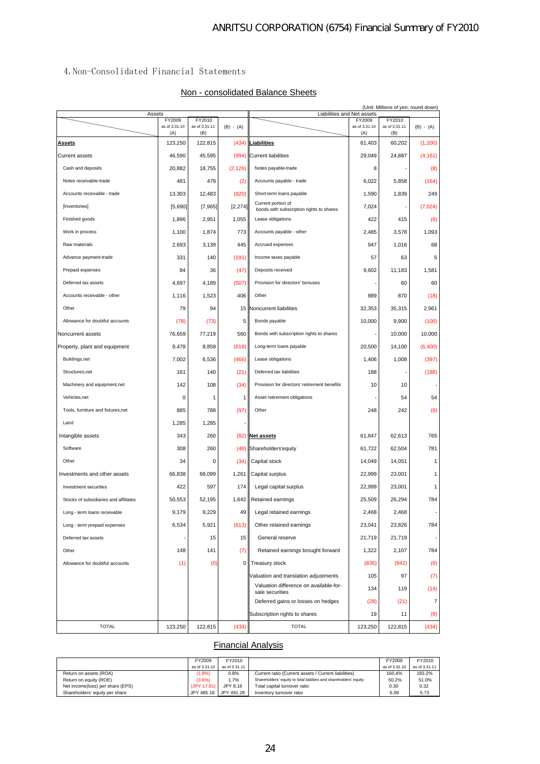## 4. Non-Consolidated Financial Statements

### Non - consolidated Balance Sheets

(Unit: Millions of yen; round down)

| Assets | FY2009 as of 3.31.10 (A) | FY2010 as of 3.31.11 (B) | (B) - (A) | Liabilities and Net assets | FY2009 as of 3.31.10 (A) | FY2010 as of 3.31.11 (B) | (B) - (A) |
|---|---|---|---|---|---|---|---|
| **Assets** | 123,250 | 122,815 | (434) | **Liabilities** | 61,403 | 60,202 | (1,200) |
| Current assets | 46,590 | 45,595 | (994) | Current liabilities | 29,049 | 24,887 | (4,161) |
| Cash and deposits | 20,882 | 18,755 | (2,126) | Notes payable-trade | 8 | - | (8) |
| Notes receivable-trade | 481 | 479 | (2) | Accounts payable - trade | 6,022 | 5,858 | (164) |
| Accounts receivable - trade | 13,303 | 12,483 | (820) | Short-term loans payable | 1,590 | 1,839 | 249 |
| [Inventories] | [5,690] | [7,965] | [2,274] | Current portion of bonds with subscription rights to shares | 7,024 | - | (7,024) |
| Finished goods | 1,896 | 2,951 | 1,055 | Lease obligations | 422 | 415 | (6) |
| Work in process | 1,100 | 1,874 | 773 | Accounts payable - other | 2,485 | 3,578 | 1,093 |
| Raw materials | 2,693 | 3,139 | 445 | Accrued expenses | 947 | 1,016 | 68 |
| Advance payment-trade | 331 | 140 | (191) | Income taxes payable | 57 | 63 | 5 |
| Prepaid expenses | 84 | 36 | (47) | Deposits received | 9,602 | 11,183 | 1,581 |
| Deferred tax assets | 4,697 | 4,189 | (507) | Provision for directors' bonuses | - | 60 | 60 |
| Accounts receivable - other | 1,116 | 1,523 | 406 | Other | 889 | 870 | (18) |
| Other | 79 | 94 | 15 | Noncurrent liabilities | 32,353 | 35,315 | 2,961 |
| Allowance for doubtful accounts | (78) | (73) | 5 | Bonds payable | 10,000 | 9,900 | (100) |
| Noncurrent assets | 76,659 | 77,219 | 560 | Bonds with subscription rights to shares | - | 10,000 | 10,000 |
| Property, plant and equipment | 9,478 | 8,859 | (618) | Long-term loans payable | 20,500 | 14,100 | (6,400) |
| Buildings,net | 7,002 | 6,536 | (466) | Lease obligations | 1,406 | 1,008 | (397) |
| Structures,net | 161 | 140 | (21) | Deferred tax liabilities | 188 | - | (188) |
| Machinery and equipment,net | 142 | 108 | (34) | Provision for directors' retirement benefits | 10 | 10 | - |
| Vehicles,net | 0 | 1 | 1 | Asset retirement obligations | - | 54 | 54 |
| Tools, furniture and fixtures,net | 885 | 788 | (97) | Other | 248 | 242 | (6) |
| Land | 1,285 | 1,285 | - | | | | |
| Intangible assets | 343 | 260 | (82) | **Net assets** | 61,847 | 62,613 | 765 |
| Software | 308 | 260 | (48) | Shareholders'equity | 61,722 | 62,504 | 781 |
| Other | 34 | 0 | (34) | Capital stock | 14,049 | 14,051 | 1 |
| Investments and other assets | 66,838 | 68,099 | 1,261 | Capital surplus | 22,999 | 23,001 | 1 |
| Investment securities | 422 | 597 | 174 | Legal capital surplus | 22,999 | 23,001 | 1 |
| Stocks of subsidiaries and affiliates | 50,553 | 52,195 | 1,642 | Retained earnings | 25,509 | 26,294 | 784 |
| Long - term loans receivable | 9,179 | 9,229 | 49 | Legal retained earnings | 2,468 | 2,468 | - |
| Long - term prepaid expenses | 6,534 | 5,921 | (613) | Other retained earnings | 23,041 | 23,826 | 784 |
| Deferred tax assets | - | 15 | 15 | General reserve | 21,719 | 21,719 | - |
| Other | 148 | 141 | (7) | Retained earnings brought forward | 1,322 | 2,107 | 784 |
| Allowance for doubtful accounts | (1) | (0) | 0 | Treasury stock | (836) | (842) | (6) |
| | | | | Valuation and translation adjustments | 105 | 97 | (7) |
| | | | | Valuation difference on available-for-sale securities | 134 | 119 | (14) |
| | | | | Deferred gains or losses on hedges | (28) | (21) | 7 |
| | | | | Subscription rights to shares | 19 | 11 | (8) |
| TOTAL | 123,250 | 122,815 | (434) | TOTAL | 123,250 | 122,815 | (434) |

### Financial Analysis

| | FY2009 as of 3.31.10 | FY2010 as of 3.31.11 | | FY2009 as of 3.31.10 | FY2010 as of 3.31.11 |
|---|---|---|---|---|---|
| Return on assets (ROA) | (1.8%) | 0.8% | Current ratio (Current assets / Current liabilities) | 160.4% | 183.2% |
| Return on equity (ROE) | (3.6%) | 1.7% | Shareholders' equity to total liabilties and shareholders' equity | 50.2% | 51.0% |
| Net income(loss) per share (EPS) | (JPY 17.81) | JPY 8.16 | Total capital turnover ratio | 0.30 | 0.32 |
| Shareholders' equity per share | JPY 485.18 | JPY 491.28 | Inventory turnover ratio | 6.09 | 5.73 |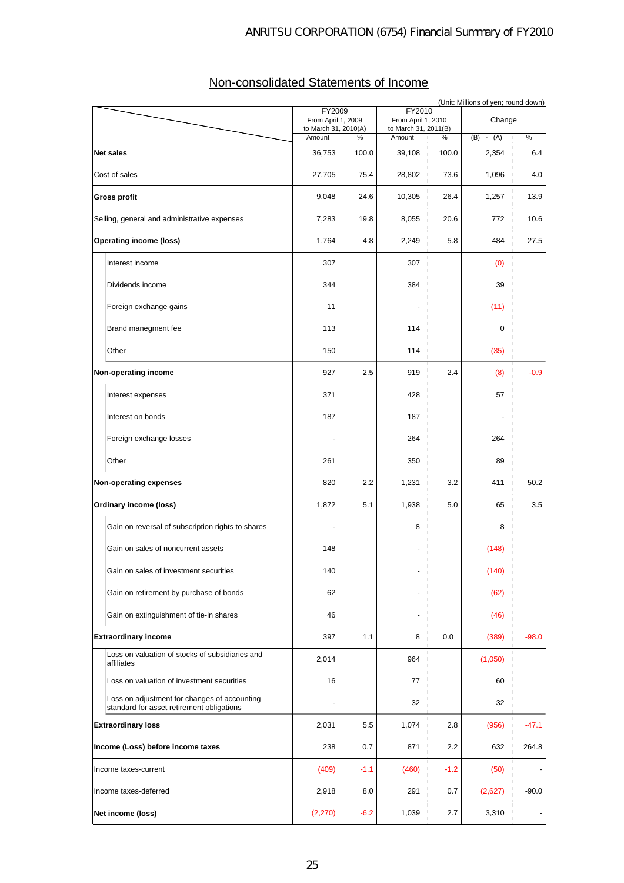## Non-consolidated Statements of Income

(Unit: Millions of yen; round down)

| | FY2009 From April 1, 2009 to March 31, 2010(A) | | FY2010 From April 1, 2010 to March 31, 2011(B) | | Change | |
|---|---|---|---|---|---|---|
| | Amount | % | Amount | % | (B) - (A) | % |
| **Net sales** | 36,753 | 100.0 | 39,108 | 100.0 | 2,354 | 6.4 |
| Cost of sales | 27,705 | 75.4 | 28,802 | 73.6 | 1,096 | 4.0 |
| **Gross profit** | 9,048 | 24.6 | 10,305 | 26.4 | 1,257 | 13.9 |
| Selling, general and administrative expenses | 7,283 | 19.8 | 8,055 | 20.6 | 772 | 10.6 |
| **Operating income (loss)** | 1,764 | 4.8 | 2,249 | 5.8 | 484 | 27.5 |
| Interest income | 307 | | 307 | | (0) | |
| Dividends income | 344 | | 384 | | 39 | |
| Foreign exchange gains | 11 | | - | | (11) | |
| Brand manegment fee | 113 | | 114 | | 0 | |
| Other | 150 | | 114 | | (35) | |
| **Non-operating income** | 927 | 2.5 | 919 | 2.4 | (8) | -0.9 |
| Interest expenses | 371 | | 428 | | 57 | |
| Interest on bonds | 187 | | 187 | | - | |
| Foreign exchange losses | - | | 264 | | 264 | |
| Other | 261 | | 350 | | 89 | |
| **Non-operating expenses** | 820 | 2.2 | 1,231 | 3.2 | 411 | 50.2 |
| **Ordinary income (loss)** | 1,872 | 5.1 | 1,938 | 5.0 | 65 | 3.5 |
| Gain on reversal of subscription rights to shares | - | | 8 | | 8 | |
| Gain on sales of noncurrent assets | 148 | | - | | (148) | |
| Gain on sales of investment securities | 140 | | - | | (140) | |
| Gain on retirement by purchase of bonds | 62 | | - | | (62) | |
| Gain on extinguishment of tie-in shares | 46 | | - | | (46) | |
| **Extraordinary income** | 397 | 1.1 | 8 | 0.0 | (389) | -98.0 |
| Loss on valuation of stocks of subsidiaries and affiliates | 2,014 | | 964 | | (1,050) | |
| Loss on valuation of investment securities | 16 | | 77 | | 60 | |
| Loss on adjustment for changes of accounting standard for asset retirement obligations | - | | 32 | | 32 | |
| **Extraordinary loss** | 2,031 | 5.5 | 1,074 | 2.8 | (956) | -47.1 |
| **Income (Loss) before income taxes** | 238 | 0.7 | 871 | 2.2 | 632 | 264.8 |
| Income taxes-current | (409) | -1.1 | (460) | -1.2 | (50) | - |
| Income taxes-deferred | 2,918 | 8.0 | 291 | 0.7 | (2,627) | -90.0 |
| **Net income (loss)** | (2,270) | -6.2 | 1,039 | 2.7 | 3,310 | - |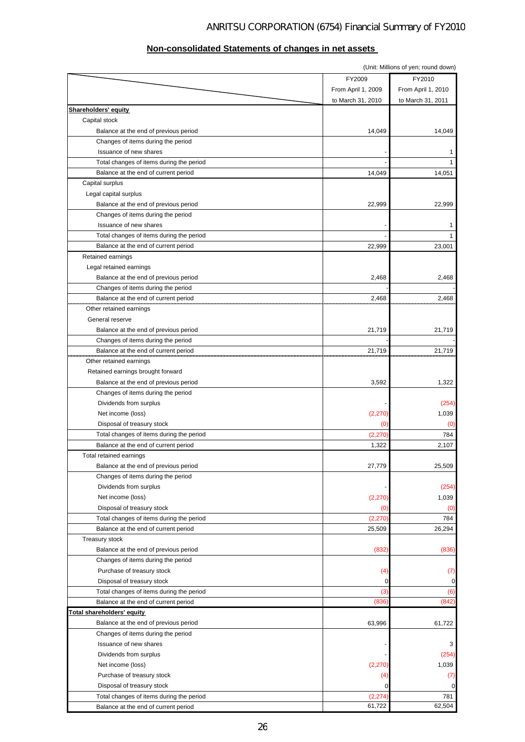## Non-consolidated Statements of changes in net assets

(Unit: Millions of yen; round down)

| | FY2009<br>From April 1, 2009<br>to March 31, 2010 | FY2010<br>From April 1, 2010<br>to March 31, 2011 |
|---|---|---|
| **Shareholders' equity** | | |
| Capital stock | | |
| Balance at the end of previous period | 14,049 | 14,049 |
| Changes of items during the period | | |
| Issuance of new shares | - | 1 |
| Total changes of items during the period | - | 1 |
| Balance at the end of current period | 14,049 | 14,051 |
| Capital surplus | | |
| Legal capital surplus | | |
| Balance at the end of previous period | 22,999 | 22,999 |
| Changes of items during the period | | |
| Issuance of new shares | - | 1 |
| Total changes of items during the period | - | 1 |
| Balance at the end of current period | 22,999 | 23,001 |
| Retained earnings | | |
| Legal retained earnings | | |
| Balance at the end of previous period | 2,468 | 2,468 |
| Changes of items during the period | - | - |
| Balance at the end of current period | 2,468 | 2,468 |
| Other retained earnings | | |
| General reserve | | |
| Balance at the end of previous period | 21,719 | 21,719 |
| Changes of items during the period | - | - |
| Balance at the end of current period | 21,719 | 21,719 |
| Other retained earnings | | |
| Retained earnings brought forward | | |
| Balance at the end of previous period | 3,592 | 1,322 |
| Changes of items during the period | | |
| Dividends from surplus | - | (254) |
| Net income (loss) | (2,270) | 1,039 |
| Disposal of treasury stock | (0) | (0) |
| Total changes of items during the period | (2,270) | 784 |
| Balance at the end of current period | 1,322 | 2,107 |
| Total retained earnings | | |
| Balance at the end of previous period | 27,779 | 25,509 |
| Changes of items during the period | | |
| Dividends from surplus | - | (254) |
| Net income (loss) | (2,270) | 1,039 |
| Disposal of treasury stock | (0) | (0) |
| Total changes of items during the period | (2,270) | 784 |
| Balance at the end of current period | 25,509 | 26,294 |
| Treasury stock | | |
| Balance at the end of previous period | (832) | (836) |
| Changes of items during the period | | |
| Purchase of treasury stock | (4) | (7) |
| Disposal of treasury stock | 0 | 0 |
| Total changes of items during the period | (3) | (6) |
| Balance at the end of current period | (836) | (842) |
| **Total shareholders' equity** | | |
| Balance at the end of previous period | 63,996 | 61,722 |
| Changes of items during the period | | |
| Issuance of new shares | - | 3 |
| Dividends from surplus | - | (254) |
| Net income (loss) | (2,270) | 1,039 |
| Purchase of treasury stock | (4) | (7) |
| Disposal of treasury stock | 0 | 0 |
| Total changes of items during the period | (2,274) | 781 |
| Balance at the end of current period | 61,722 | 62,504 |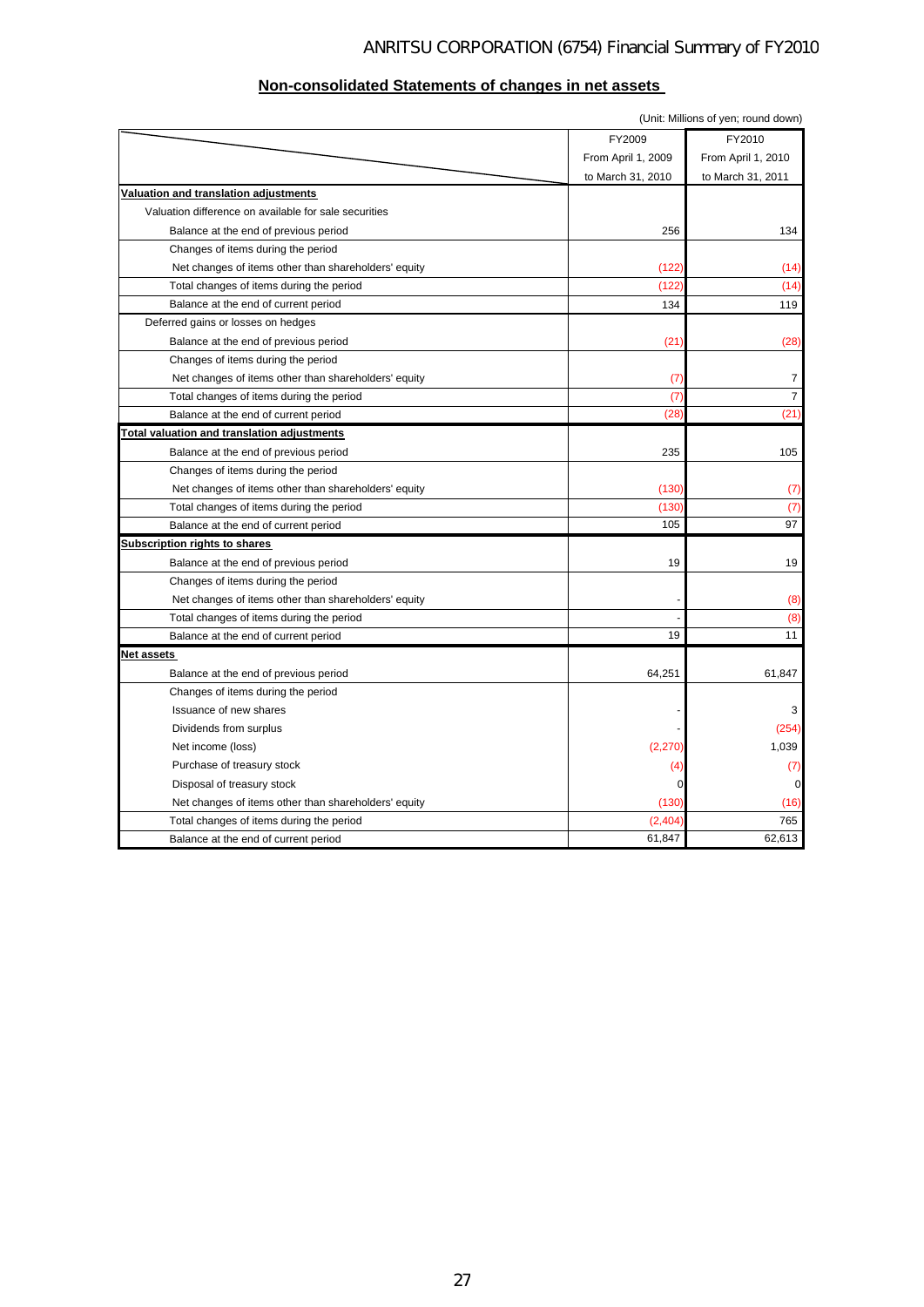## Non-consolidated Statements of changes in net assets

(Unit: Millions of yen; round down)

| | FY2009 From April 1, 2009 to March 31, 2010 | FY2010 From April 1, 2010 to March 31, 2011 |
|---|---|---|
| **Valuation and translation adjustments** | | |
| Valuation difference on available for sale securities | | |
| Balance at the end of previous period | 256 | 134 |
| Changes of items during the period | | |
| Net changes of items other than shareholders' equity | (122) | (14) |
| Total changes of items during the period | (122) | (14) |
| Balance at the end of current period | 134 | 119 |
| Deferred gains or losses on hedges | | |
| Balance at the end of previous period | (21) | (28) |
| Changes of items during the period | | |
| Net changes of items other than shareholders' equity | (7) | 7 |
| Total changes of items during the period | (7) | 7 |
| Balance at the end of current period | (28) | (21) |
| **Total valuation and translation adjustments** | | |
| Balance at the end of previous period | 235 | 105 |
| Changes of items during the period | | |
| Net changes of items other than shareholders' equity | (130) | (7) |
| Total changes of items during the period | (130) | (7) |
| Balance at the end of current period | 105 | 97 |
| **Subscription rights to shares** | | |
| Balance at the end of previous period | 19 | 19 |
| Changes of items during the period | | |
| Net changes of items other than shareholders' equity | - | (8) |
| Total changes of items during the period | - | (8) |
| Balance at the end of current period | 19 | 11 |
| **Net assets** | | |
| Balance at the end of previous period | 64,251 | 61,847 |
| Changes of items during the period | | |
| Issuance of new shares | - | 3 |
| Dividends from surplus | - | (254) |
| Net income (loss) | (2,270) | 1,039 |
| Purchase of treasury stock | (4) | (7) |
| Disposal of treasury stock | 0 | 0 |
| Net changes of items other than shareholders' equity | (130) | (16) |
| Total changes of items during the period | (2,404) | 765 |
| Balance at the end of current period | 61,847 | 62,613 |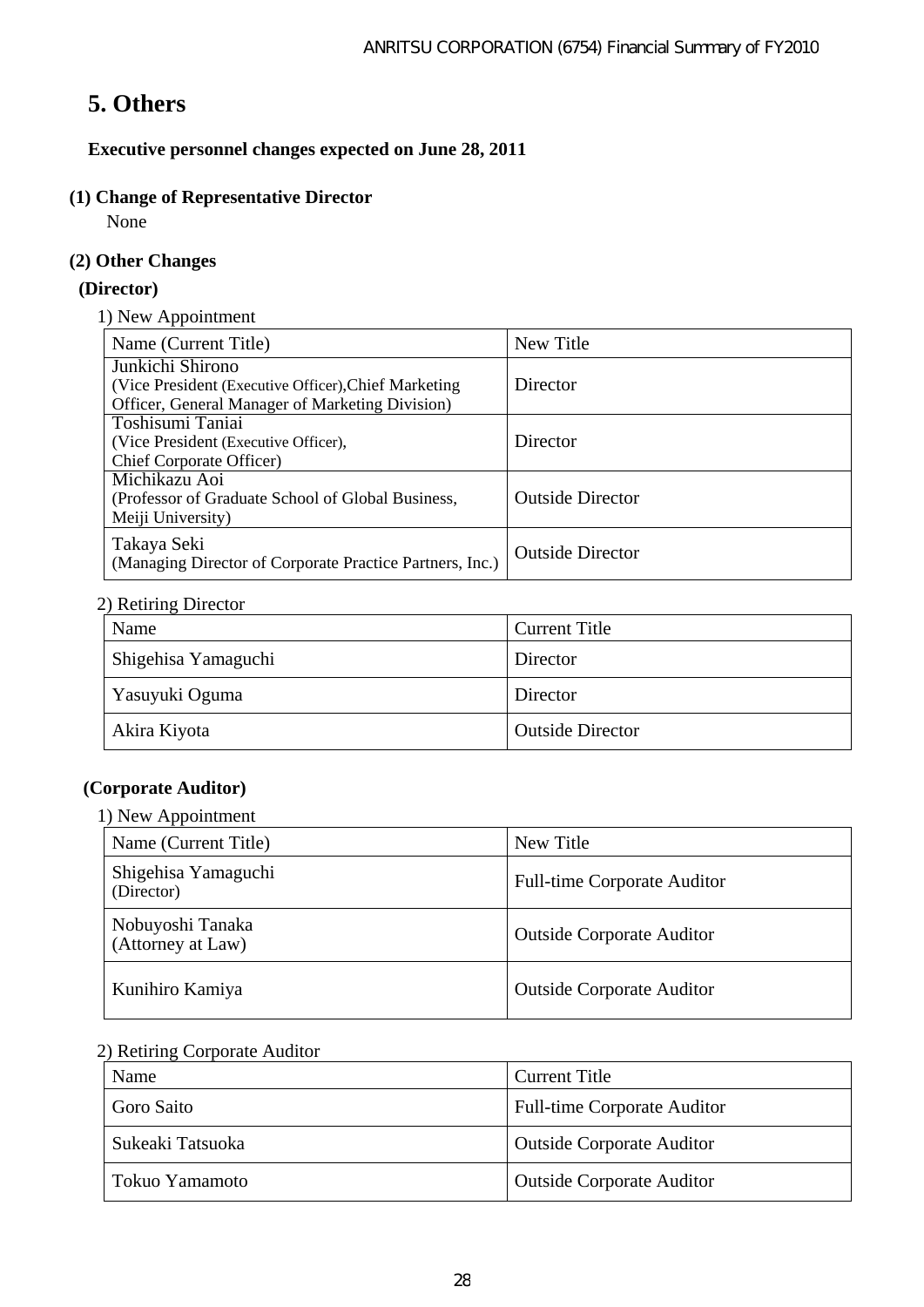# 5. Others

**Executive personnel changes expected on June 28, 2011**

### (1) Change of Representative Director

None

### (2) Other Changes

**(Director)**

1) New Appointment

| Name (Current Title) | New Title |
| --- | --- |
| Junkichi Shirono (Vice President (Executive Officer), Chief Marketing Officer, General Manager of Marketing Division) | Director |
| Toshisumi Taniai (Vice President (Executive Officer), Chief Corporate Officer) | Director |
| Michikazu Aoi (Professor of Graduate School of Global Business, Meiji University) | Outside Director |
| Takaya Seki (Managing Director of Corporate Practice Partners, Inc.) | Outside Director |

2) Retiring Director

| Name | Current Title |
| --- | --- |
| Shigehisa Yamaguchi | Director |
| Yasuyuki Oguma | Director |
| Akira Kiyota | Outside Director |

**(Corporate Auditor)**

1) New Appointment

| Name (Current Title) | New Title |
| --- | --- |
| Shigehisa Yamaguchi (Director) | Full-time Corporate Auditor |
| Nobuyoshi Tanaka (Attorney at Law) | Outside Corporate Auditor |
| Kunihiro Kamiya | Outside Corporate Auditor |

2) Retiring Corporate Auditor

| Name | Current Title |
| --- | --- |
| Goro Saito | Full-time Corporate Auditor |
| Sukeaki Tatsuoka | Outside Corporate Auditor |
| Tokuo Yamamoto | Outside Corporate Auditor |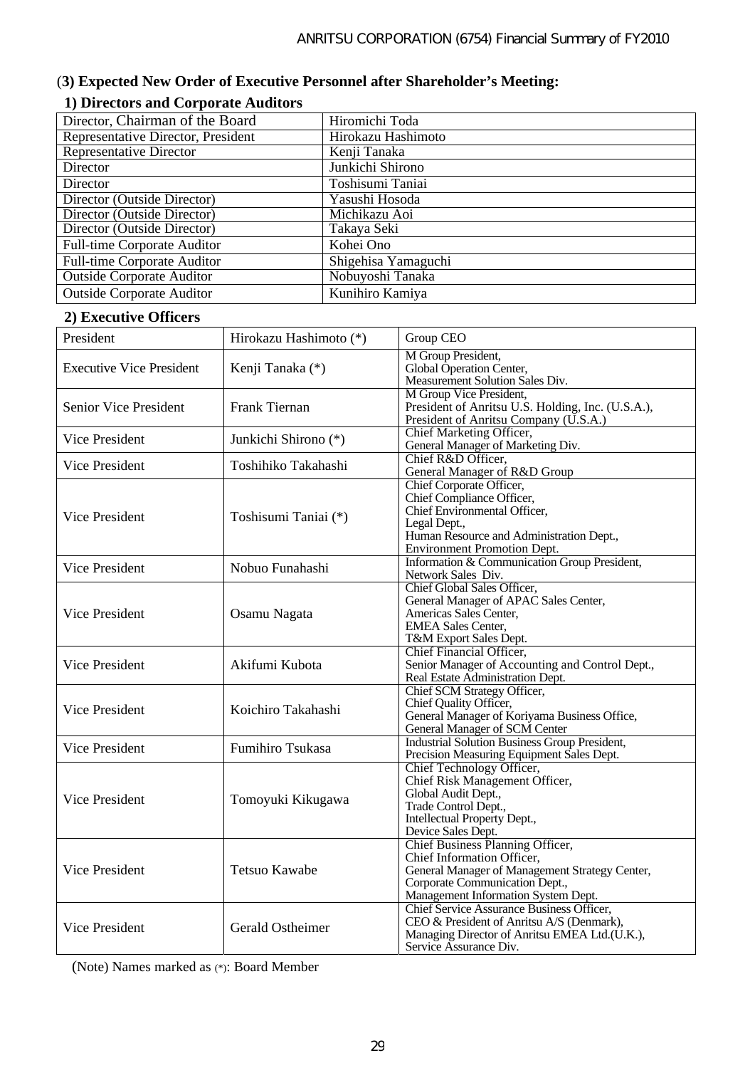## (3) Expected New Order of Executive Personnel after Shareholder's Meeting:

### 1) Directors and Corporate Auditors

| Position | Name |
|---|---|
| Director, Chairman of the Board | Hiromichi Toda |
| Representative Director, President | Hirokazu Hashimoto |
| Representative Director | Kenji Tanaka |
| Director | Junkichi Shirono |
| Director | Toshisumi Taniai |
| Director (Outside Director) | Yasushi Hosoda |
| Director (Outside Director) | Michikazu Aoi |
| Director (Outside Director) | Takaya Seki |
| Full-time Corporate Auditor | Kohei Ono |
| Full-time Corporate Auditor | Shigehisa Yamaguchi |
| Outside Corporate Auditor | Nobuyoshi Tanaka |
| Outside Corporate Auditor | Kunihiro Kamiya |

### 2) Executive Officers

| Position | Name | Responsibilities |
|---|---|---|
| President | Hirokazu Hashimoto (*) | Group CEO |
| Executive Vice President | Kenji Tanaka (*) | M Group President, Global Operation Center, Measurement Solution Sales Div. |
| Senior Vice President | Frank Tiernan | M Group Vice President, President of Anritsu U.S. Holding, Inc. (U.S.A.), President of Anritsu Company (U.S.A.) |
| Vice President | Junkichi Shirono (*) | Chief Marketing Officer, General Manager of Marketing Div. |
| Vice President | Toshihiko Takahashi | Chief R&D Officer, General Manager of R&D Group |
| Vice President | Toshisumi Taniai (*) | Chief Corporate Officer, Chief Compliance Officer, Chief Environmental Officer, Legal Dept., Human Resource and Administration Dept., Environment Promotion Dept. |
| Vice President | Nobuo Funahashi | Information & Communication Group President, Network Sales Div. |
| Vice President | Osamu Nagata | Chief Global Sales Officer, General Manager of APAC Sales Center, Americas Sales Center, EMEA Sales Center, T&M Export Sales Dept. |
| Vice President | Akifumi Kubota | Chief Financial Officer, Senior Manager of Accounting and Control Dept., Real Estate Administration Dept. |
| Vice President | Koichiro Takahashi | Chief SCM Strategy Officer, Chief Quality Officer, General Manager of Koriyama Business Office, General Manager of SCM Center |
| Vice President | Fumihiro Tsukasa | Industrial Solution Business Group President, Precision Measuring Equipment Sales Dept. |
| Vice President | Tomoyuki Kikugawa | Chief Technology Officer, Chief Risk Management Officer, Global Audit Dept., Trade Control Dept., Intellectual Property Dept., Device Sales Dept. |
| Vice President | Tetsuo Kawabe | Chief Business Planning Officer, Chief Information Officer, General Manager of Management Strategy Center, Corporate Communication Dept., Management Information System Dept. |
| Vice President | Gerald Ostheimer | Chief Service Assurance Business Officer, CEO & President of Anritsu A/S (Denmark), Managing Director of Anritsu EMEA Ltd.(U.K.), Service Assurance Div. |

(Note) Names marked as (*): Board Member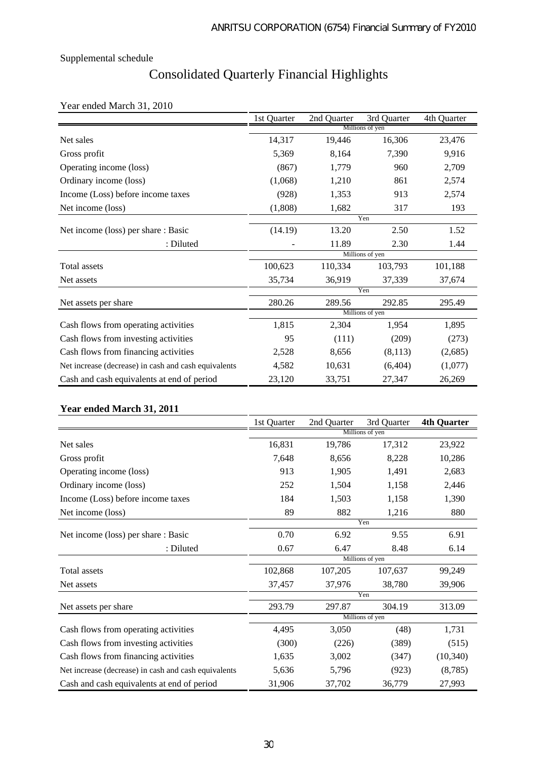Supplemental schedule

# Consolidated Quarterly Financial Highlights

Year ended March 31, 2010

| | 1st Quarter | 2nd Quarter | 3rd Quarter | 4th Quarter |
|---|---|---|---|---|
| | Millions of yen | | | |
| Net sales | 14,317 | 19,446 | 16,306 | 23,476 |
| Gross profit | 5,369 | 8,164 | 7,390 | 9,916 |
| Operating income (loss) | (867) | 1,779 | 960 | 2,709 |
| Ordinary income (loss) | (1,068) | 1,210 | 861 | 2,574 |
| Income (Loss) before income taxes | (928) | 1,353 | 913 | 2,574 |
| Net income (loss) | (1,808) | 1,682 | 317 | 193 |
| | Yen | | | |
| Net income (loss) per share : Basic | (14.19) | 13.20 | 2.50 | 1.52 |
| : Diluted | - | 11.89 | 2.30 | 1.44 |
| | Millions of yen | | | |
| Total assets | 100,623 | 110,334 | 103,793 | 101,188 |
| Net assets | 35,734 | 36,919 | 37,339 | 37,674 |
| | Yen | | | |
| Net assets per share | 280.26 | 289.56 | 292.85 | 295.49 |
| | Millions of yen | | | |
| Cash flows from operating activities | 1,815 | 2,304 | 1,954 | 1,895 |
| Cash flows from investing activities | 95 | (111) | (209) | (273) |
| Cash flows from financing activities | 2,528 | 8,656 | (8,113) | (2,685) |
| Net increase (decrease) in cash and cash equivalents | 4,582 | 10,631 | (6,404) | (1,077) |
| Cash and cash equivalents at end of period | 23,120 | 33,751 | 27,347 | 26,269 |

**Year ended March 31, 2011**

| | 1st Quarter | 2nd Quarter | 3rd Quarter | **4th Quarter** |
|---|---|---|---|---|
| | Millions of yen | | | |
| Net sales | 16,831 | 19,786 | 17,312 | 23,922 |
| Gross profit | 7,648 | 8,656 | 8,228 | 10,286 |
| Operating income (loss) | 913 | 1,905 | 1,491 | 2,683 |
| Ordinary income (loss) | 252 | 1,504 | 1,158 | 2,446 |
| Income (Loss) before income taxes | 184 | 1,503 | 1,158 | 1,390 |
| Net income (loss) | 89 | 882 | 1,216 | 880 |
| | Yen | | | |
| Net income (loss) per share : Basic | 0.70 | 6.92 | 9.55 | 6.91 |
| : Diluted | 0.67 | 6.47 | 8.48 | 6.14 |
| | Millions of yen | | | |
| Total assets | 102,868 | 107,205 | 107,637 | 99,249 |
| Net assets | 37,457 | 37,976 | 38,780 | 39,906 |
| | Yen | | | |
| Net assets per share | 293.79 | 297.87 | 304.19 | 313.09 |
| | Millions of yen | | | |
| Cash flows from operating activities | 4,495 | 3,050 | (48) | 1,731 |
| Cash flows from investing activities | (300) | (226) | (389) | (515) |
| Cash flows from financing activities | 1,635 | 3,002 | (347) | (10,340) |
| Net increase (decrease) in cash and cash equivalents | 5,636 | 5,796 | (923) | (8,785) |
| Cash and cash equivalents at end of period | 31,906 | 37,702 | 36,779 | 27,993 |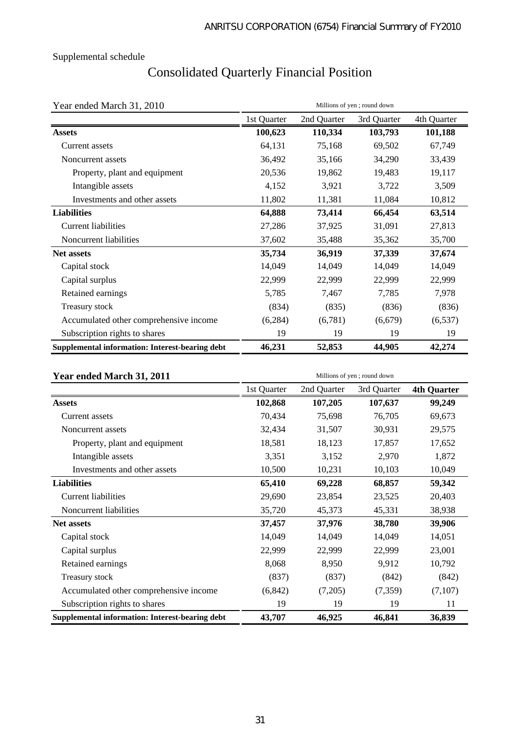Supplemental schedule

# Consolidated Quarterly Financial Position

Year ended March 31, 2010

Millions of yen ; round down

| | 1st Quarter | 2nd Quarter | 3rd Quarter | 4th Quarter |
|---|---|---|---|---|
| **Assets** | **100,623** | **110,334** | **103,793** | **101,188** |
| Current assets | 64,131 | 75,168 | 69,502 | 67,749 |
| Noncurrent assets | 36,492 | 35,166 | 34,290 | 33,439 |
| Property, plant and equipment | 20,536 | 19,862 | 19,483 | 19,117 |
| Intangible assets | 4,152 | 3,921 | 3,722 | 3,509 |
| Investments and other assets | 11,802 | 11,381 | 11,084 | 10,812 |
| **Liabilities** | **64,888** | **73,414** | **66,454** | **63,514** |
| Current liabilities | 27,286 | 37,925 | 31,091 | 27,813 |
| Noncurrent liabilities | 37,602 | 35,488 | 35,362 | 35,700 |
| **Net assets** | **35,734** | **36,919** | **37,339** | **37,674** |
| Capital stock | 14,049 | 14,049 | 14,049 | 14,049 |
| Capital surplus | 22,999 | 22,999 | 22,999 | 22,999 |
| Retained earnings | 5,785 | 7,467 | 7,785 | 7,978 |
| Treasury stock | (834) | (835) | (836) | (836) |
| Accumulated other comprehensive income | (6,284) | (6,781) | (6,679) | (6,537) |
| Subscription rights to shares | 19 | 19 | 19 | 19 |
| **Supplemental information: Interest-bearing debt** | **46,231** | **52,853** | **44,905** | **42,274** |

**Year ended March 31, 2011**

Millions of yen ; round down

| | 1st Quarter | 2nd Quarter | 3rd Quarter | **4th Quarter** |
|---|---|---|---|---|
| **Assets** | **102,868** | **107,205** | **107,637** | **99,249** |
| Current assets | 70,434 | 75,698 | 76,705 | 69,673 |
| Noncurrent assets | 32,434 | 31,507 | 30,931 | 29,575 |
| Property, plant and equipment | 18,581 | 18,123 | 17,857 | 17,652 |
| Intangible assets | 3,351 | 3,152 | 2,970 | 1,872 |
| Investments and other assets | 10,500 | 10,231 | 10,103 | 10,049 |
| **Liabilities** | **65,410** | **69,228** | **68,857** | **59,342** |
| Current liabilities | 29,690 | 23,854 | 23,525 | 20,403 |
| Noncurrent liabilities | 35,720 | 45,373 | 45,331 | 38,938 |
| **Net assets** | **37,457** | **37,976** | **38,780** | **39,906** |
| Capital stock | 14,049 | 14,049 | 14,049 | 14,051 |
| Capital surplus | 22,999 | 22,999 | 22,999 | 23,001 |
| Retained earnings | 8,068 | 8,950 | 9,912 | 10,792 |
| Treasury stock | (837) | (837) | (842) | (842) |
| Accumulated other comprehensive income | (6,842) | (7,205) | (7,359) | (7,107) |
| Subscription rights to shares | 19 | 19 | 19 | 11 |
| **Supplemental information: Interest-bearing debt** | **43,707** | **46,925** | **46,841** | **36,839** |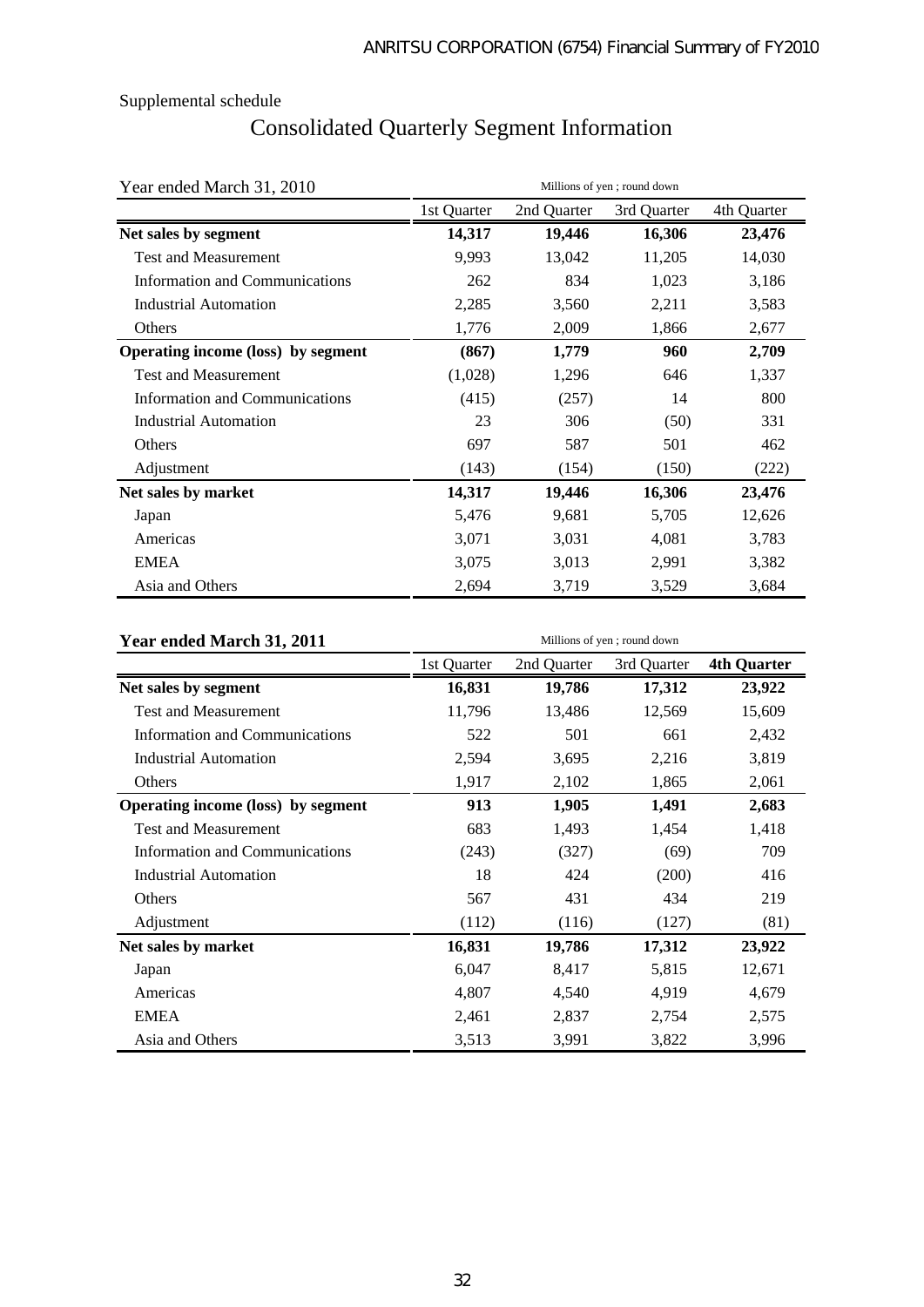Supplemental schedule

# Consolidated Quarterly Segment Information

Year ended March 31, 2010

Millions of yen ; round down

| | 1st Quarter | 2nd Quarter | 3rd Quarter | 4th Quarter |
|---|---|---|---|---|
| **Net sales by segment** | **14,317** | **19,446** | **16,306** | **23,476** |
| Test and Measurement | 9,993 | 13,042 | 11,205 | 14,030 |
| Information and Communications | 262 | 834 | 1,023 | 3,186 |
| Industrial Automation | 2,285 | 3,560 | 2,211 | 3,583 |
| Others | 1,776 | 2,009 | 1,866 | 2,677 |
| **Operating income (loss) by segment** | **(867)** | **1,779** | **960** | **2,709** |
| Test and Measurement | (1,028) | 1,296 | 646 | 1,337 |
| Information and Communications | (415) | (257) | 14 | 800 |
| Industrial Automation | 23 | 306 | (50) | 331 |
| Others | 697 | 587 | 501 | 462 |
| Adjustment | (143) | (154) | (150) | (222) |
| **Net sales by market** | **14,317** | **19,446** | **16,306** | **23,476** |
| Japan | 5,476 | 9,681 | 5,705 | 12,626 |
| Americas | 3,071 | 3,031 | 4,081 | 3,783 |
| EMEA | 3,075 | 3,013 | 2,991 | 3,382 |
| Asia and Others | 2,694 | 3,719 | 3,529 | 3,684 |

**Year ended March 31, 2011**

Millions of yen ; round down

| | 1st Quarter | 2nd Quarter | 3rd Quarter | **4th Quarter** |
|---|---|---|---|---|
| **Net sales by segment** | **16,831** | **19,786** | **17,312** | **23,922** |
| Test and Measurement | 11,796 | 13,486 | 12,569 | 15,609 |
| Information and Communications | 522 | 501 | 661 | 2,432 |
| Industrial Automation | 2,594 | 3,695 | 2,216 | 3,819 |
| Others | 1,917 | 2,102 | 1,865 | 2,061 |
| **Operating income (loss) by segment** | **913** | **1,905** | **1,491** | **2,683** |
| Test and Measurement | 683 | 1,493 | 1,454 | 1,418 |
| Information and Communications | (243) | (327) | (69) | 709 |
| Industrial Automation | 18 | 424 | (200) | 416 |
| Others | 567 | 431 | 434 | 219 |
| Adjustment | (112) | (116) | (127) | (81) |
| **Net sales by market** | **16,831** | **19,786** | **17,312** | **23,922** |
| Japan | 6,047 | 8,417 | 5,815 | 12,671 |
| Americas | 4,807 | 4,540 | 4,919 | 4,679 |
| EMEA | 2,461 | 2,837 | 2,754 | 2,575 |
| Asia and Others | 3,513 | 3,991 | 3,822 | 3,996 |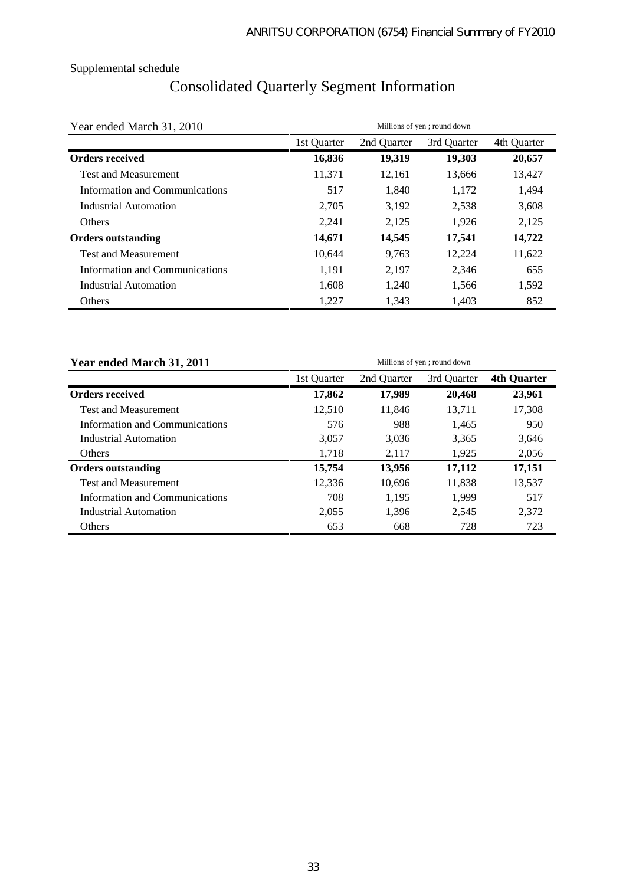Supplemental schedule

# Consolidated Quarterly Segment Information

| Year ended March 31, 2010 | Millions of yen ; round down | | | |
|---|---|---|---|---|
| | 1st Quarter | 2nd Quarter | 3rd Quarter | 4th Quarter |
| **Orders received** | **16,836** | **19,319** | **19,303** | **20,657** |
| Test and Measurement | 11,371 | 12,161 | 13,666 | 13,427 |
| Information and Communications | 517 | 1,840 | 1,172 | 1,494 |
| Industrial Automation | 2,705 | 3,192 | 2,538 | 3,608 |
| Others | 2,241 | 2,125 | 1,926 | 2,125 |
| **Orders outstanding** | **14,671** | **14,545** | **17,541** | **14,722** |
| Test and Measurement | 10,644 | 9,763 | 12,224 | 11,622 |
| Information and Communications | 1,191 | 2,197 | 2,346 | 655 |
| Industrial Automation | 1,608 | 1,240 | 1,566 | 1,592 |
| Others | 1,227 | 1,343 | 1,403 | 852 |

| **Year ended March 31, 2011** | Millions of yen ; round down | | | |
|---|---|---|---|---|
| | 1st Quarter | 2nd Quarter | 3rd Quarter | **4th Quarter** |
| **Orders received** | **17,862** | **17,989** | **20,468** | **23,961** |
| Test and Measurement | 12,510 | 11,846 | 13,711 | 17,308 |
| Information and Communications | 576 | 988 | 1,465 | 950 |
| Industrial Automation | 3,057 | 3,036 | 3,365 | 3,646 |
| Others | 1,718 | 2,117 | 1,925 | 2,056 |
| **Orders outstanding** | **15,754** | **13,956** | **17,112** | **17,151** |
| Test and Measurement | 12,336 | 10,696 | 11,838 | 13,537 |
| Information and Communications | 708 | 1,195 | 1,999 | 517 |
| Industrial Automation | 2,055 | 1,396 | 2,545 | 2,372 |
| Others | 653 | 668 | 728 | 723 |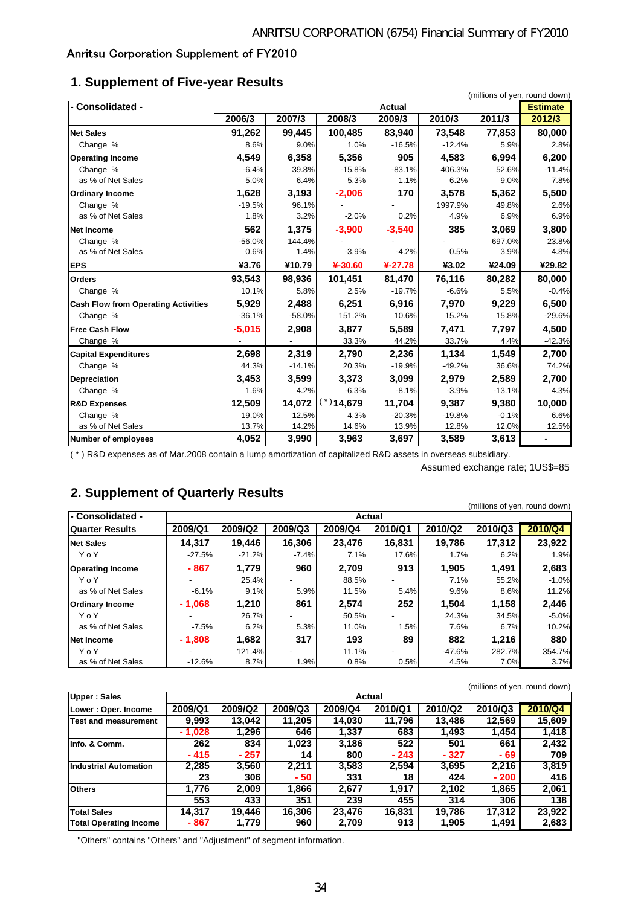Anritsu Corporation Supplement of FY2010

## 1. Supplement of Five-year Results

(millions of yen, round down)

| - Consolidated - | Actual | | | | | | Estimate |
|---|---|---|---|---|---|---|---|
| | 2006/3 | 2007/3 | 2008/3 | 2009/3 | 2010/3 | 2011/3 | 2012/3 |
| **Net Sales** | 91,262 | 99,445 | 100,485 | 83,940 | 73,548 | 77,853 | 80,000 |
| Change % | 8.6% | 9.0% | 1.0% | -16.5% | -12.4% | 5.9% | 2.8% |
| **Operating Income** | 4,549 | 6,358 | 5,356 | 905 | 4,583 | 6,994 | 6,200 |
| Change % | -6.4% | 39.8% | -15.8% | -83.1% | 406.3% | 52.6% | -11.4% |
| as % of Net Sales | 5.0% | 6.4% | 5.3% | 1.1% | 6.2% | 9.0% | 7.8% |
| **Ordinary Income** | 1,628 | 3,193 | -2,006 | 170 | 3,578 | 5,362 | 5,500 |
| Change % | -19.5% | 96.1% | - | - | 1997.9% | 49.8% | 2.6% |
| as % of Net Sales | 1.8% | 3.2% | -2.0% | 0.2% | 4.9% | 6.9% | 6.9% |
| **Net Income** | 562 | 1,375 | -3,900 | -3,540 | 385 | 3,069 | 3,800 |
| Change % | -56.0% | 144.4% | - | - | - | 697.0% | 23.8% |
| as % of Net Sales | 0.6% | 1.4% | -3.9% | -4.2% | 0.5% | 3.9% | 4.8% |
| **EPS** | ¥3.76 | ¥10.79 | ¥-30.60 | ¥-27.78 | ¥3.02 | ¥24.09 | ¥29.82 |
| **Orders** | 93,543 | 98,936 | 101,451 | 81,470 | 76,116 | 80,282 | 80,000 |
| Change % | 10.1% | 5.8% | 2.5% | -19.7% | -6.6% | 5.5% | -0.4% |
| **Cash Flow from Operating Activities** | 5,929 | 2,488 | 6,251 | 6,916 | 7,970 | 9,229 | 6,500 |
| Change % | -36.1% | -58.0% | 151.2% | 10.6% | 15.2% | 15.8% | -29.6% |
| **Free Cash Flow** | -5,015 | 2,908 | 3,877 | 5,589 | 7,471 | 7,797 | 4,500 |
| Change % | - | - | 33.3% | 44.2% | 33.7% | 4.4% | -42.3% |
| **Capital Expenditures** | 2,698 | 2,319 | 2,790 | 2,236 | 1,134 | 1,549 | 2,700 |
| Change % | 44.3% | -14.1% | 20.3% | -19.9% | -49.2% | 36.6% | 74.2% |
| **Depreciation** | 3,453 | 3,599 | 3,373 | 3,099 | 2,979 | 2,589 | 2,700 |
| Change % | 1.6% | 4.2% | -6.3% | -8.1% | -3.9% | -13.1% | 4.3% |
| **R&D Expenses** | 12,509 | 14,072 | (*)14,679 | 11,704 | 9,387 | 9,380 | 10,000 |
| Change % | 19.0% | 12.5% | 4.3% | -20.3% | -19.8% | -0.1% | 6.6% |
| as % of Net Sales | 13.7% | 14.2% | 14.6% | 13.9% | 12.8% | 12.0% | 12.5% |
| **Number of employees** | 4,052 | 3,990 | 3,963 | 3,697 | 3,589 | 3,613 | - |

( * ) R&D expenses as of Mar.2008 contain a lump amortization of capitalized R&D assets in overseas subsidiary.

Assumed exchange rate; 1US$=85

## 2. Supplement of Quarterly Results

(millions of yen, round down)

| - Consolidated - | Actual | | | | | | | |
|---|---|---|---|---|---|---|---|---|
| **Quarter Results** | 2009/Q1 | 2009/Q2 | 2009/Q3 | 2009/Q4 | 2010/Q1 | 2010/Q2 | 2010/Q3 | 2010/Q4 |
| **Net Sales** | 14,317 | 19,446 | 16,306 | 23,476 | 16,831 | 19,786 | 17,312 | 23,922 |
| YoY | -27.5% | -21.2% | -7.4% | 7.1% | 17.6% | 1.7% | 6.2% | 1.9% |
| **Operating Income** | - 867 | 1,779 | 960 | 2,709 | 913 | 1,905 | 1,491 | 2,683 |
| YoY | - | 25.4% | - | 88.5% | - | 7.1% | 55.2% | -1.0% |
| as % of Net Sales | -6.1% | 9.1% | 5.9% | 11.5% | 5.4% | 9.6% | 8.6% | 11.2% |
| **Ordinary Income** | - 1,068 | 1,210 | 861 | 2,574 | 252 | 1,504 | 1,158 | 2,446 |
| YoY | - | 26.7% | - | 50.5% | - | 24.3% | 34.5% | -5.0% |
| as % of Net Sales | -7.5% | 6.2% | 5.3% | 11.0% | 1.5% | 7.6% | 6.7% | 10.2% |
| **Net Income** | - 1,808 | 1,682 | 317 | 193 | 89 | 882 | 1,216 | 880 |
| YoY | - | 121.4% | - | 11.1% | - | -47.6% | 282.7% | 354.7% |
| as % of Net Sales | -12.6% | 8.7% | 1.9% | 0.8% | 0.5% | 4.5% | 7.0% | 3.7% |

(millions of yen, round down)

| Upper : Sales / Lower : Oper. Income | 2009/Q1 | 2009/Q2 | 2009/Q3 | 2009/Q4 | 2010/Q1 | 2010/Q2 | 2010/Q3 | 2010/Q4 |
|---|---|---|---|---|---|---|---|---|
| **Test and measurement** | 9,993 | 13,042 | 11,205 | 14,030 | 11,796 | 13,486 | 12,569 | 15,609 |
| | - 1,028 | 1,296 | 646 | 1,337 | 683 | 1,493 | 1,454 | 1,418 |
| **Info. & Comm.** | 262 | 834 | 1,023 | 3,186 | 522 | 501 | 661 | 2,432 |
| | - 415 | - 257 | 14 | 800 | - 243 | - 327 | - 69 | 709 |
| **Industrial Automation** | 2,285 | 3,560 | 2,211 | 3,583 | 2,594 | 3,695 | 2,216 | 3,819 |
| | 23 | 306 | - 50 | 331 | 18 | 424 | - 200 | 416 |
| **Others** | 1,776 | 2,009 | 1,866 | 2,677 | 1,917 | 2,102 | 1,865 | 2,061 |
| | 553 | 433 | 351 | 239 | 455 | 314 | 306 | 138 |
| **Total Sales** | 14,317 | 19,446 | 16,306 | 23,476 | 16,831 | 19,786 | 17,312 | 23,922 |
| **Total Operating Income** | - 867 | 1,779 | 960 | 2,709 | 913 | 1,905 | 1,491 | 2,683 |

"Others" contains "Others" and "Adjustment" of segment information.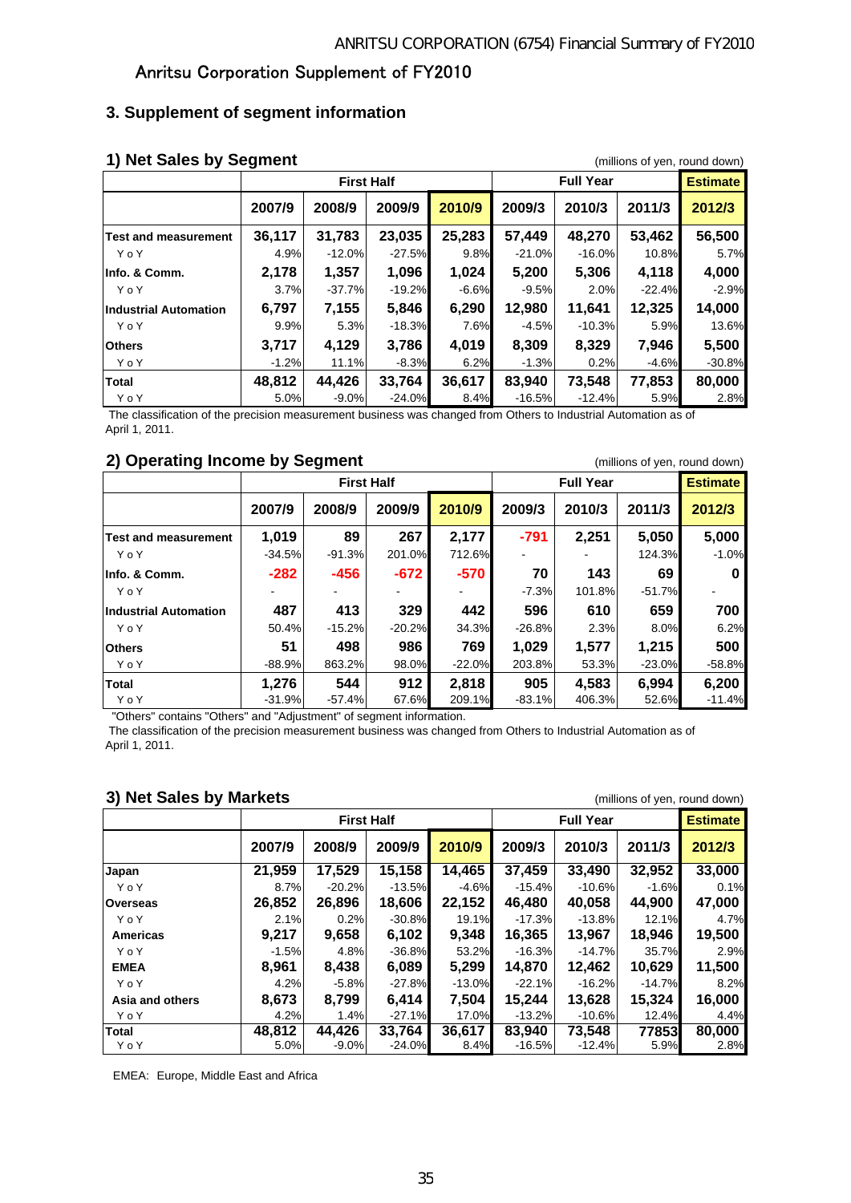Anritsu Corporation Supplement of FY2010

## 3. Supplement of segment information

### 1) Net Sales by Segment

(millions of yen, round down)

| | First Half | | | | Full Year | | | Estimate |
|---|---|---|---|---|---|---|---|---|
| | 2007/9 | 2008/9 | 2009/9 | 2010/9 | 2009/3 | 2010/3 | 2011/3 | 2012/3 |
| **Test and measurement** | **36,117** | **31,783** | **23,035** | **25,283** | **57,449** | **48,270** | **53,462** | **56,500** |
| YoY | 4.9% | -12.0% | -27.5% | 9.8% | -21.0% | -16.0% | 10.8% | 5.7% |
| **Info. & Comm.** | **2,178** | **1,357** | **1,096** | **1,024** | **5,200** | **5,306** | **4,118** | **4,000** |
| YoY | 3.7% | -37.7% | -19.2% | -6.6% | -9.5% | 2.0% | -22.4% | -2.9% |
| **Industrial Automation** | **6,797** | **7,155** | **5,846** | **6,290** | **12,980** | **11,641** | **12,325** | **14,000** |
| YoY | 9.9% | 5.3% | -18.3% | 7.6% | -4.5% | -10.3% | 5.9% | 13.6% |
| **Others** | **3,717** | **4,129** | **3,786** | **4,019** | **8,309** | **8,329** | **7,946** | **5,500** |
| YoY | -1.2% | 11.1% | -8.3% | 6.2% | -1.3% | 0.2% | -4.6% | -30.8% |
| **Total** | **48,812** | **44,426** | **33,764** | **36,617** | **83,940** | **73,548** | **77,853** | **80,000** |
| YoY | 5.0% | -9.0% | -24.0% | 8.4% | -16.5% | -12.4% | 5.9% | 2.8% |

The classification of the precision measurement business was changed from Others to Industrial Automation as of April 1, 2011.

### 2) Operating Income by Segment

(millions of yen, round down)

| | First Half | | | | Full Year | | | Estimate |
|---|---|---|---|---|---|---|---|---|
| | 2007/9 | 2008/9 | 2009/9 | 2010/9 | 2009/3 | 2010/3 | 2011/3 | 2012/3 |
| **Test and measurement** | **1,019** | **89** | **267** | **2,177** | **-791** | **2,251** | **5,050** | **5,000** |
| YoY | -34.5% | -91.3% | 201.0% | 712.6% | - | - | 124.3% | -1.0% |
| **Info. & Comm.** | **-282** | **-456** | **-672** | **-570** | **70** | **143** | **69** | **0** |
| YoY | - | - | - | - | -7.3% | 101.8% | -51.7% | - |
| **Industrial Automation** | **487** | **413** | **329** | **442** | **596** | **610** | **659** | **700** |
| YoY | 50.4% | -15.2% | -20.2% | 34.3% | -26.8% | 2.3% | 8.0% | 6.2% |
| **Others** | **51** | **498** | **986** | **769** | **1,029** | **1,577** | **1,215** | **500** |
| YoY | -88.9% | 863.2% | 98.0% | -22.0% | 203.8% | 53.3% | -23.0% | -58.8% |
| **Total** | **1,276** | **544** | **912** | **2,818** | **905** | **4,583** | **6,994** | **6,200** |
| YoY | -31.9% | -57.4% | 67.6% | 209.1% | -83.1% | 406.3% | 52.6% | -11.4% |

"Others" contains "Others" and "Adjustment" of segment information.

The classification of the precision measurement business was changed from Others to Industrial Automation as of April 1, 2011.

### 3) Net Sales by Markets

(millions of yen, round down)

| | First Half | | | | Full Year | | | Estimate |
|---|---|---|---|---|---|---|---|---|
| | 2007/9 | 2008/9 | 2009/9 | 2010/9 | 2009/3 | 2010/3 | 2011/3 | 2012/3 |
| **Japan** | **21,959** | **17,529** | **15,158** | **14,465** | **37,459** | **33,490** | **32,952** | **33,000** |
| YoY | 8.7% | -20.2% | -13.5% | -4.6% | -15.4% | -10.6% | -1.6% | 0.1% |
| **Overseas** | **26,852** | **26,896** | **18,606** | **22,152** | **46,480** | **40,058** | **44,900** | **47,000** |
| YoY | 2.1% | 0.2% | -30.8% | 19.1% | -17.3% | -13.8% | 12.1% | 4.7% |
| **Americas** | **9,217** | **9,658** | **6,102** | **9,348** | **16,365** | **13,967** | **18,946** | **19,500** |
| YoY | -1.5% | 4.8% | -36.8% | 53.2% | -16.3% | -14.7% | 35.7% | 2.9% |
| **EMEA** | **8,961** | **8,438** | **6,089** | **5,299** | **14,870** | **12,462** | **10,629** | **11,500** |
| YoY | 4.2% | -5.8% | -27.8% | -13.0% | -22.1% | -16.2% | -14.7% | 8.2% |
| **Asia and others** | **8,673** | **8,799** | **6,414** | **7,504** | **15,244** | **13,628** | **15,324** | **16,000** |
| YoY | 4.2% | 1.4% | -27.1% | 17.0% | -13.2% | -10.6% | 12.4% | 4.4% |
| **Total** | **48,812** | **44,426** | **33,764** | **36,617** | **83,940** | **73,548** | **77853** | **80,000** |
| YoY | 5.0% | -9.0% | -24.0% | 8.4% | -16.5% | -12.4% | 5.9% | 2.8% |

EMEA: Europe, Middle East and Africa